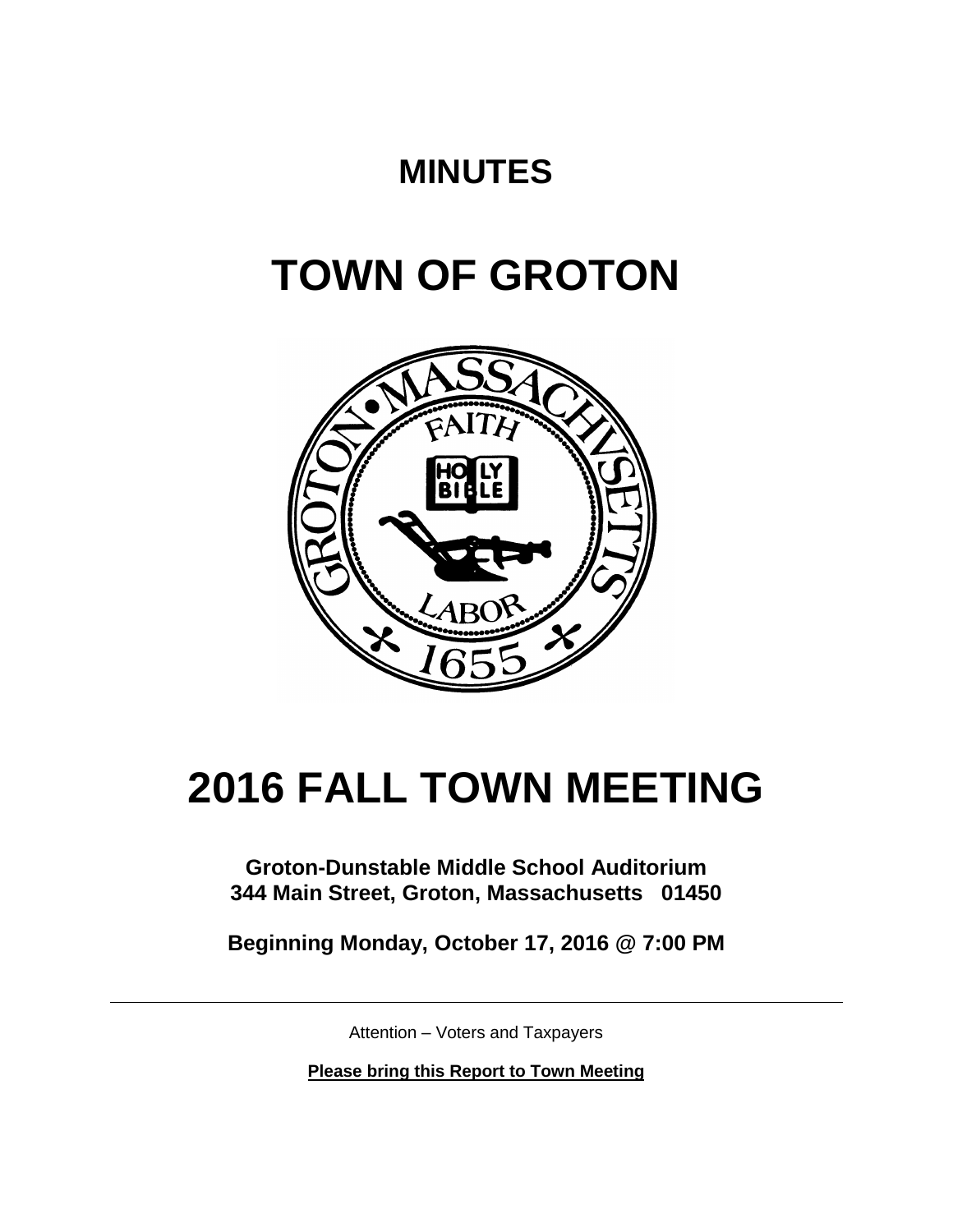# MINUTES

# TOWN OF GROTON

# 2016 FALL TOWN MEETING

**Groton-Dunstable Middle School Auditorium**
**344 Main Street, Groton, Massachusetts 01450**

**Beginning Monday, October 17, 2016 @ 7:00 PM**

---

Attention – Voters and Taxpayers

**Please bring this Report to Town Meeting**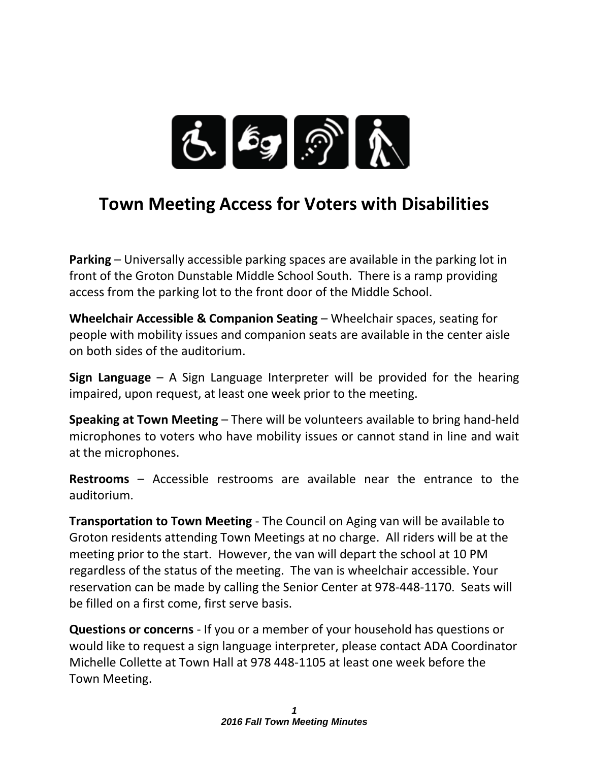# Town Meeting Access for Voters with Disabilities

**Parking** – Universally accessible parking spaces are available in the parking lot in front of the Groton Dunstable Middle School South. There is a ramp providing access from the parking lot to the front door of the Middle School.

**Wheelchair Accessible & Companion Seating** – Wheelchair spaces, seating for people with mobility issues and companion seats are available in the center aisle on both sides of the auditorium.

**Sign Language** – A Sign Language Interpreter will be provided for the hearing impaired, upon request, at least one week prior to the meeting.

**Speaking at Town Meeting** – There will be volunteers available to bring hand-held microphones to voters who have mobility issues or cannot stand in line and wait at the microphones.

**Restrooms** – Accessible restrooms are available near the entrance to the auditorium.

**Transportation to Town Meeting** - The Council on Aging van will be available to Groton residents attending Town Meetings at no charge. All riders will be at the meeting prior to the start. However, the van will depart the school at 10 PM regardless of the status of the meeting. The van is wheelchair accessible. Your reservation can be made by calling the Senior Center at 978-448-1170. Seats will be filled on a first come, first serve basis.

**Questions or concerns** - If you or a member of your household has questions or would like to request a sign language interpreter, please contact ADA Coordinator Michelle Collette at Town Hall at 978 448-1105 at least one week before the Town Meeting.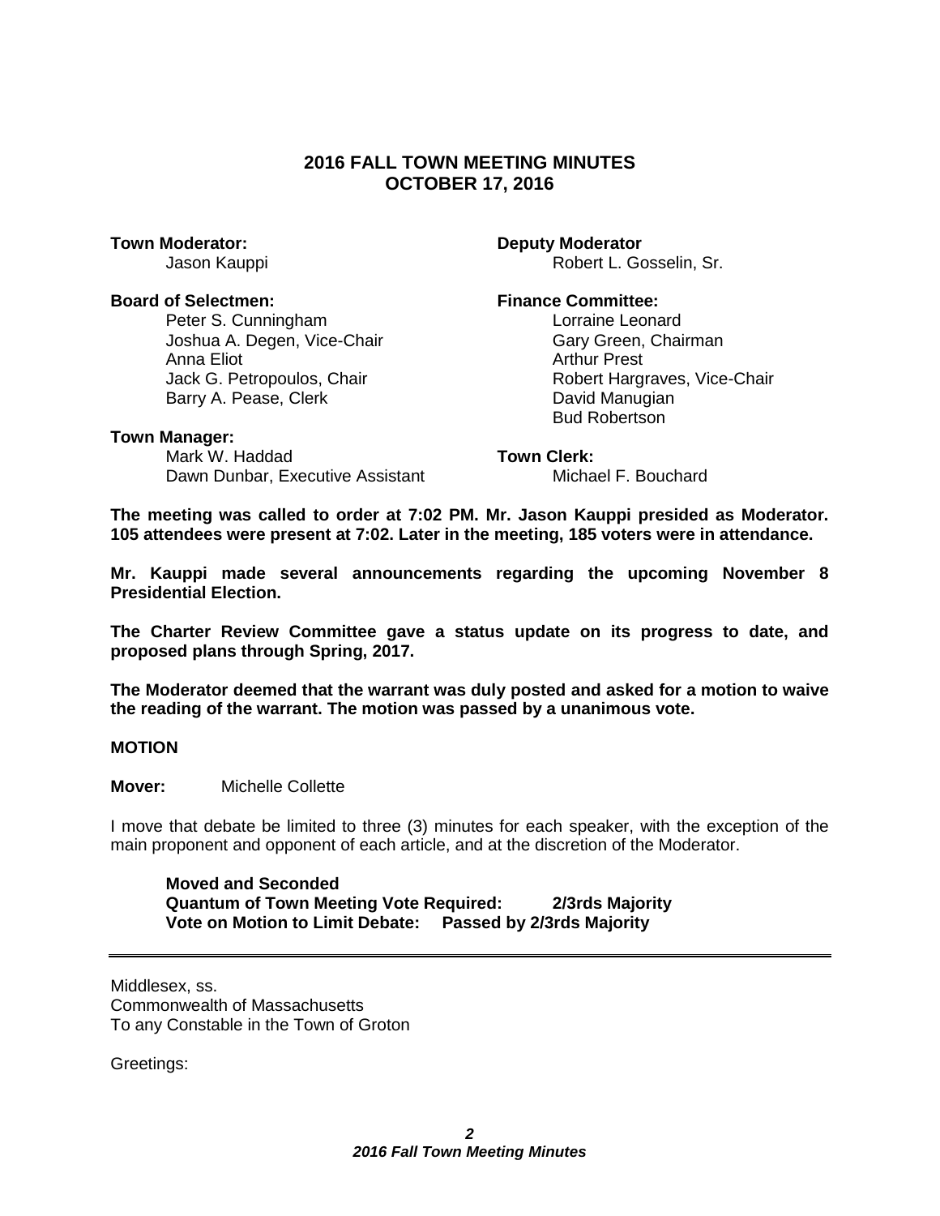## 2016 FALL TOWN MEETING MINUTES
## OCTOBER 17, 2016

**Town Moderator:**
Jason Kauppi

**Deputy Moderator**
Robert L. Gosselin, Sr.

**Board of Selectmen:**
Peter S. Cunningham
Joshua A. Degen, Vice-Chair
Anna Eliot
Jack G. Petropoulos, Chair
Barry A. Pease, Clerk

**Finance Committee:**
Lorraine Leonard
Gary Green, Chairman
Arthur Prest
Robert Hargraves, Vice-Chair
David Manugian
Bud Robertson

**Town Manager:**
Mark W. Haddad
Dawn Dunbar, Executive Assistant

**Town Clerk:**
Michael F. Bouchard

**The meeting was called to order at 7:02 PM. Mr. Jason Kauppi presided as Moderator. 105 attendees were present at 7:02. Later in the meeting, 185 voters were in attendance.**

**Mr. Kauppi made several announcements regarding the upcoming November 8 Presidential Election.**

**The Charter Review Committee gave a status update on its progress to date, and proposed plans through Spring, 2017.**

**The Moderator deemed that the warrant was duly posted and asked for a motion to waive the reading of the warrant. The motion was passed by a unanimous vote.**

**MOTION**

**Mover:** Michelle Collette

I move that debate be limited to three (3) minutes for each speaker, with the exception of the main proponent and opponent of each article, and at the discretion of the Moderator.

**Moved and Seconded**
**Quantum of Town Meeting Vote Required: 2/3rds Majority**
**Vote on Motion to Limit Debate: Passed by 2/3rds Majority**

---

Middlesex, ss.
Commonwealth of Massachusetts
To any Constable in the Town of Groton

Greetings: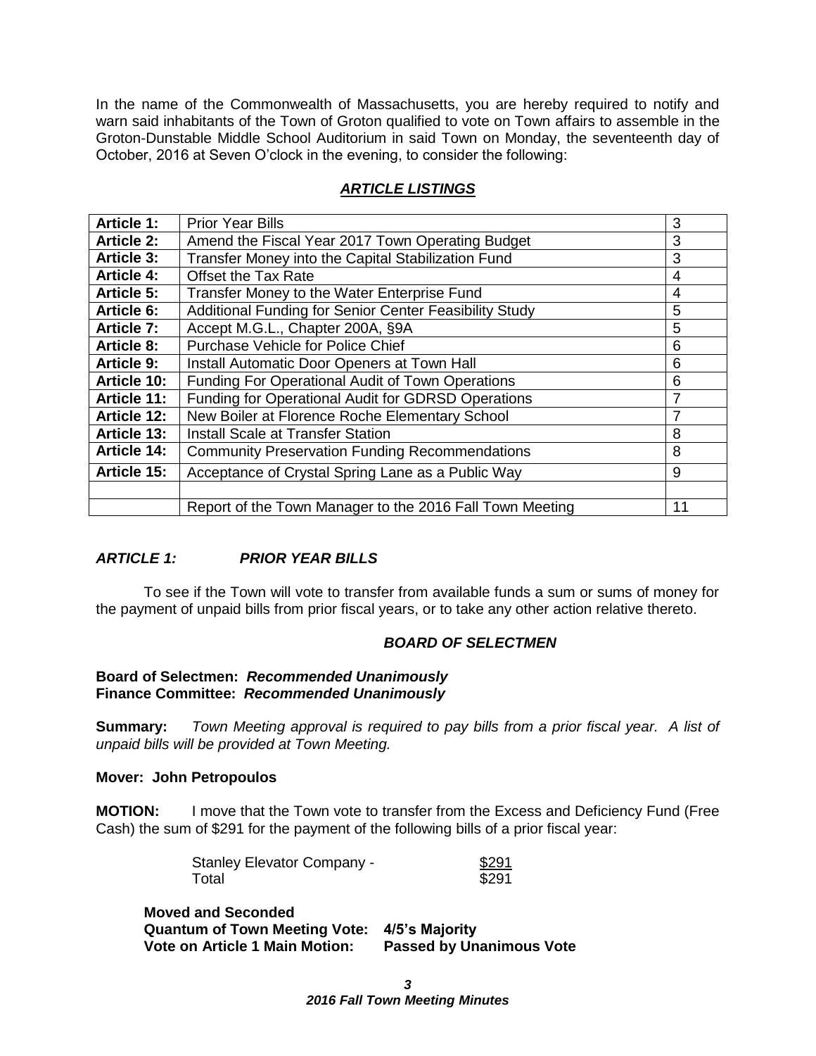In the name of the Commonwealth of Massachusetts, you are hereby required to notify and warn said inhabitants of the Town of Groton qualified to vote on Town affairs to assemble in the Groton-Dunstable Middle School Auditorium in said Town on Monday, the seventeenth day of October, 2016 at Seven O'clock in the evening, to consider the following:

## *ARTICLE LISTINGS*

| | | |
|---|---|---|
| **Article 1:** | Prior Year Bills | 3 |
| **Article 2:** | Amend the Fiscal Year 2017 Town Operating Budget | 3 |
| **Article 3:** | Transfer Money into the Capital Stabilization Fund | 3 |
| **Article 4:** | Offset the Tax Rate | 4 |
| **Article 5:** | Transfer Money to the Water Enterprise Fund | 4 |
| **Article 6:** | Additional Funding for Senior Center Feasibility Study | 5 |
| **Article 7:** | Accept M.G.L., Chapter 200A, §9A | 5 |
| **Article 8:** | Purchase Vehicle for Police Chief | 6 |
| **Article 9:** | Install Automatic Door Openers at Town Hall | 6 |
| **Article 10:** | Funding For Operational Audit of Town Operations | 6 |
| **Article 11:** | Funding for Operational Audit for GDRSD Operations | 7 |
| **Article 12:** | New Boiler at Florence Roche Elementary School | 7 |
| **Article 13:** | Install Scale at Transfer Station | 8 |
| **Article 14:** | Community Preservation Funding Recommendations | 8 |
| **Article 15:** | Acceptance of Crystal Spring Lane as a Public Way | 9 |
| | | |
| | Report of the Town Manager to the 2016 Fall Town Meeting | 11 |

### *ARTICLE 1: PRIOR YEAR BILLS*

To see if the Town will vote to transfer from available funds a sum or sums of money for the payment of unpaid bills from prior fiscal years, or to take any other action relative thereto.

***BOARD OF SELECTMEN***

**Board of Selectmen:** ***Recommended Unanimously***
**Finance Committee:** ***Recommended Unanimously***

**Summary:** *Town Meeting approval is required to pay bills from a prior fiscal year. A list of unpaid bills will be provided at Town Meeting.*

**Mover: John Petropoulos**

**MOTION:** I move that the Town vote to transfer from the Excess and Deficiency Fund (Free Cash) the sum of $291 for the payment of the following bills of a prior fiscal year:

| | |
|---|---|
| Stanley Elevator Company - | $291 |
| Total | $291 |

**Moved and Seconded**
**Quantum of Town Meeting Vote: 4/5's Majority**
**Vote on Article 1 Main Motion: Passed by Unanimous Vote**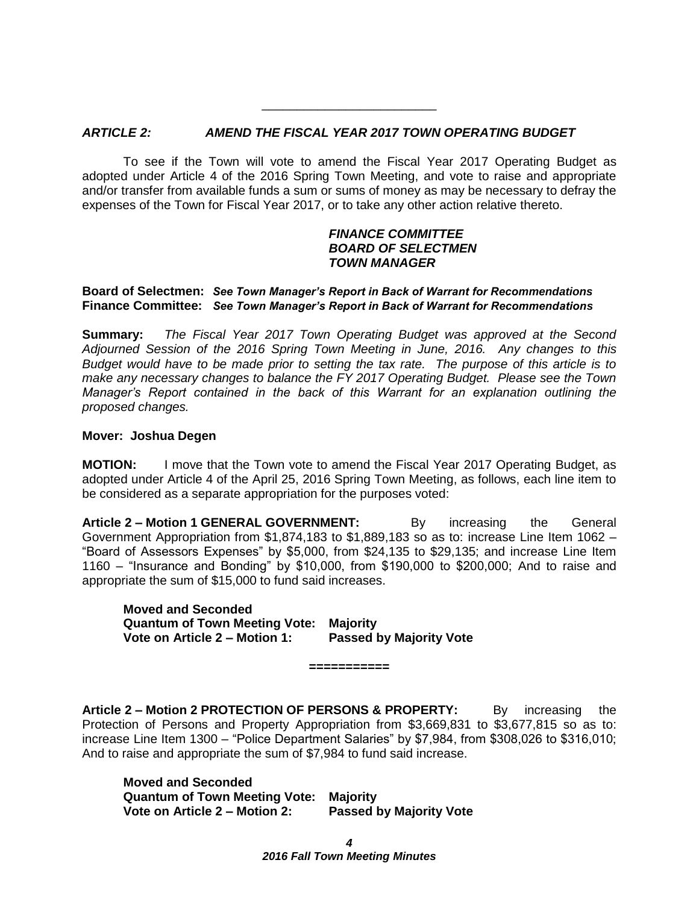---

## *ARTICLE 2: AMEND THE FISCAL YEAR 2017 TOWN OPERATING BUDGET*

To see if the Town will vote to amend the Fiscal Year 2017 Operating Budget as adopted under Article 4 of the 2016 Spring Town Meeting, and vote to raise and appropriate and/or transfer from available funds a sum or sums of money as may be necessary to defray the expenses of the Town for Fiscal Year 2017, or to take any other action relative thereto.

***FINANCE COMMITTEE***
***BOARD OF SELECTMEN***
***TOWN MANAGER***

**Board of Selectmen:** ***See Town Manager's Report in Back of Warrant for Recommendations***
**Finance Committee:** ***See Town Manager's Report in Back of Warrant for Recommendations***

**Summary:** *The Fiscal Year 2017 Town Operating Budget was approved at the Second Adjourned Session of the 2016 Spring Town Meeting in June, 2016. Any changes to this Budget would have to be made prior to setting the tax rate. The purpose of this article is to make any necessary changes to balance the FY 2017 Operating Budget. Please see the Town Manager's Report contained in the back of this Warrant for an explanation outlining the proposed changes.*

**Mover: Joshua Degen**

**MOTION:** I move that the Town vote to amend the Fiscal Year 2017 Operating Budget, as adopted under Article 4 of the April 25, 2016 Spring Town Meeting, as follows, each line item to be considered as a separate appropriation for the purposes voted:

**Article 2 – Motion 1 GENERAL GOVERNMENT:** By increasing the General Government Appropriation from $1,874,183 to $1,889,183 so as to: increase Line Item 1062 – "Board of Assessors Expenses" by $5,000, from $24,135 to $29,135; and increase Line Item 1160 – "Insurance and Bonding" by $10,000, from $190,000 to $200,000; And to raise and appropriate the sum of $15,000 to fund said increases.

**Moved and Seconded**
**Quantum of Town Meeting Vote: Majority**
**Vote on Article 2 – Motion 1: Passed by Majority Vote**

**===========**

**Article 2 – Motion 2 PROTECTION OF PERSONS & PROPERTY:** By increasing the Protection of Persons and Property Appropriation from $3,669,831 to $3,677,815 so as to: increase Line Item 1300 – "Police Department Salaries" by $7,984, from $308,026 to $316,010; And to raise and appropriate the sum of $7,984 to fund said increase.

**Moved and Seconded**
**Quantum of Town Meeting Vote: Majority**
**Vote on Article 2 – Motion 2: Passed by Majority Vote**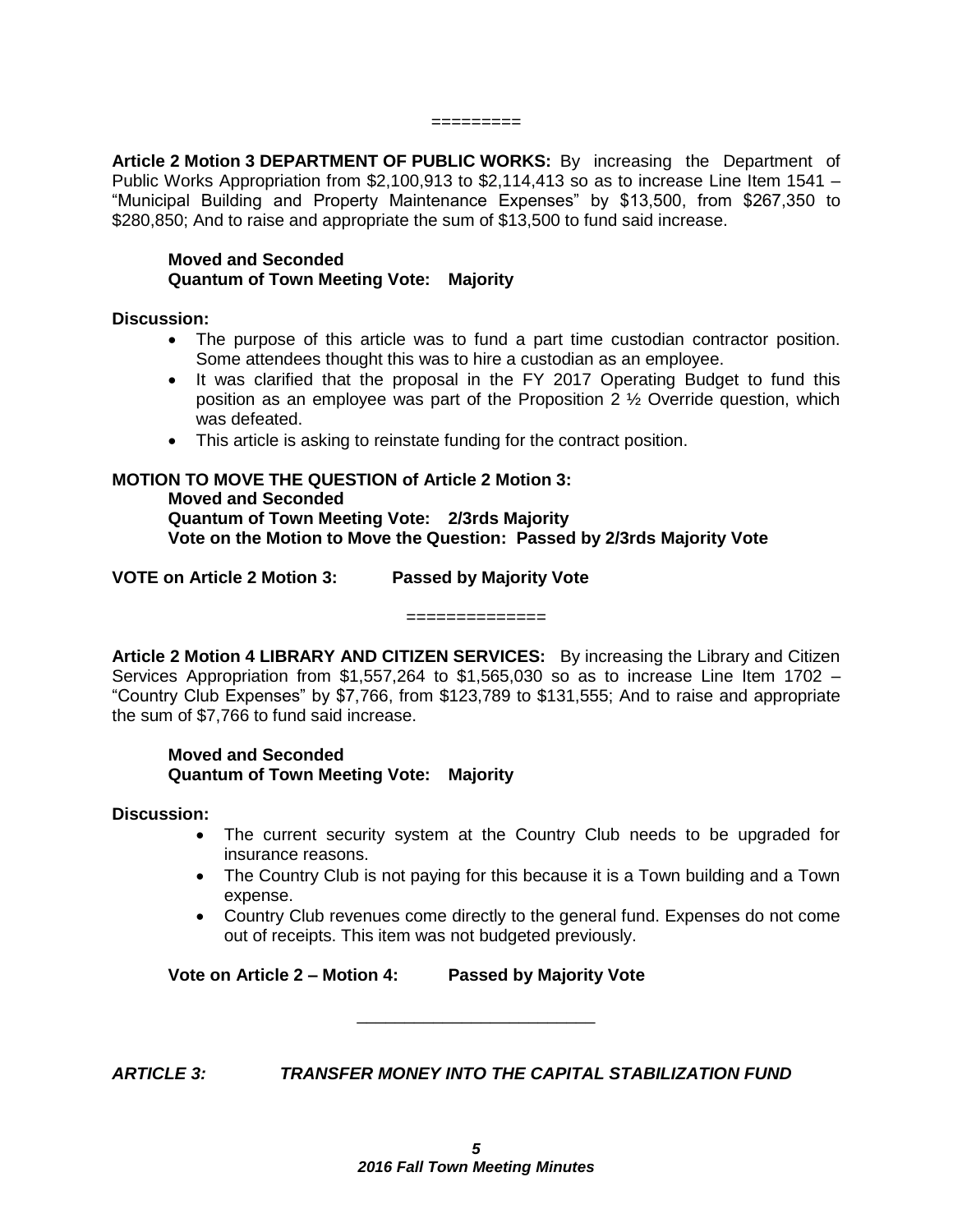=========

**Article 2 Motion 3 DEPARTMENT OF PUBLIC WORKS:** By increasing the Department of Public Works Appropriation from $2,100,913 to $2,114,413 so as to increase Line Item 1541 – "Municipal Building and Property Maintenance Expenses" by $13,500, from $267,350 to $280,850; And to raise and appropriate the sum of $13,500 to fund said increase.

**Moved and Seconded**
**Quantum of Town Meeting Vote: Majority**

**Discussion:**

- The purpose of this article was to fund a part time custodian contractor position. Some attendees thought this was to hire a custodian as an employee.
- It was clarified that the proposal in the FY 2017 Operating Budget to fund this position as an employee was part of the Proposition 2 ½ Override question, which was defeated.
- This article is asking to reinstate funding for the contract position.

**MOTION TO MOVE THE QUESTION of Article 2 Motion 3:**
**Moved and Seconded**
**Quantum of Town Meeting Vote: 2/3rds Majority**
**Vote on the Motion to Move the Question: Passed by 2/3rds Majority Vote**

**VOTE on Article 2 Motion 3: Passed by Majority Vote**

==============

**Article 2 Motion 4 LIBRARY AND CITIZEN SERVICES:** By increasing the Library and Citizen Services Appropriation from $1,557,264 to $1,565,030 so as to increase Line Item 1702 – "Country Club Expenses" by $7,766, from $123,789 to $131,555; And to raise and appropriate the sum of $7,766 to fund said increase.

**Moved and Seconded**
**Quantum of Town Meeting Vote: Majority**

**Discussion:**

- The current security system at the Country Club needs to be upgraded for insurance reasons.
- The Country Club is not paying for this because it is a Town building and a Town expense.
- Country Club revenues come directly to the general fund. Expenses do not come out of receipts. This item was not budgeted previously.

**Vote on Article 2 – Motion 4: Passed by Majority Vote**

---

***ARTICLE 3: TRANSFER MONEY INTO THE CAPITAL STABILIZATION FUND***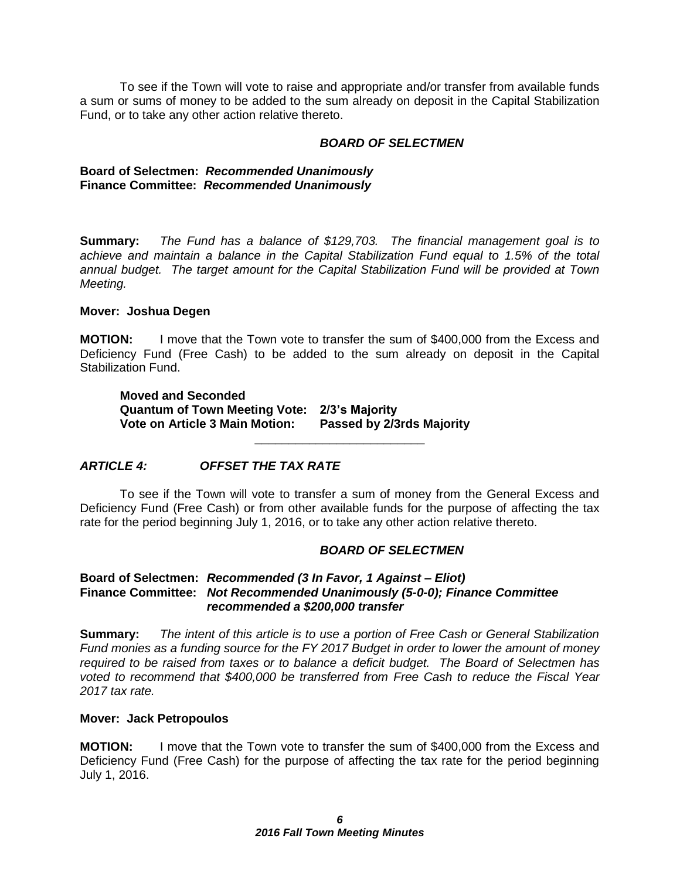To see if the Town will vote to raise and appropriate and/or transfer from available funds a sum or sums of money to be added to the sum already on deposit in the Capital Stabilization Fund, or to take any other action relative thereto.

***BOARD OF SELECTMEN***

**Board of Selectmen:** ***Recommended Unanimously***
**Finance Committee:** ***Recommended Unanimously***

**Summary:** *The Fund has a balance of $129,703. The financial management goal is to achieve and maintain a balance in the Capital Stabilization Fund equal to 1.5% of the total annual budget. The target amount for the Capital Stabilization Fund will be provided at Town Meeting.*

**Mover: Joshua Degen**

**MOTION:** I move that the Town vote to transfer the sum of $400,000 from the Excess and Deficiency Fund (Free Cash) to be added to the sum already on deposit in the Capital Stabilization Fund.

**Moved and Seconded**
**Quantum of Town Meeting Vote: 2/3's Majority**
**Vote on Article 3 Main Motion: Passed by 2/3rds Majority**

---

## *ARTICLE 4: OFFSET THE TAX RATE*

To see if the Town will vote to transfer a sum of money from the General Excess and Deficiency Fund (Free Cash) or from other available funds for the purpose of affecting the tax rate for the period beginning July 1, 2016, or to take any other action relative thereto.

***BOARD OF SELECTMEN***

**Board of Selectmen:** ***Recommended (3 In Favor, 1 Against – Eliot)***
**Finance Committee:** ***Not Recommended Unanimously (5-0-0); Finance Committee recommended a $200,000 transfer***

**Summary:** *The intent of this article is to use a portion of Free Cash or General Stabilization Fund monies as a funding source for the FY 2017 Budget in order to lower the amount of money required to be raised from taxes or to balance a deficit budget. The Board of Selectmen has voted to recommend that $400,000 be transferred from Free Cash to reduce the Fiscal Year 2017 tax rate.*

**Mover: Jack Petropoulos**

**MOTION:** I move that the Town vote to transfer the sum of $400,000 from the Excess and Deficiency Fund (Free Cash) for the purpose of affecting the tax rate for the period beginning July 1, 2016.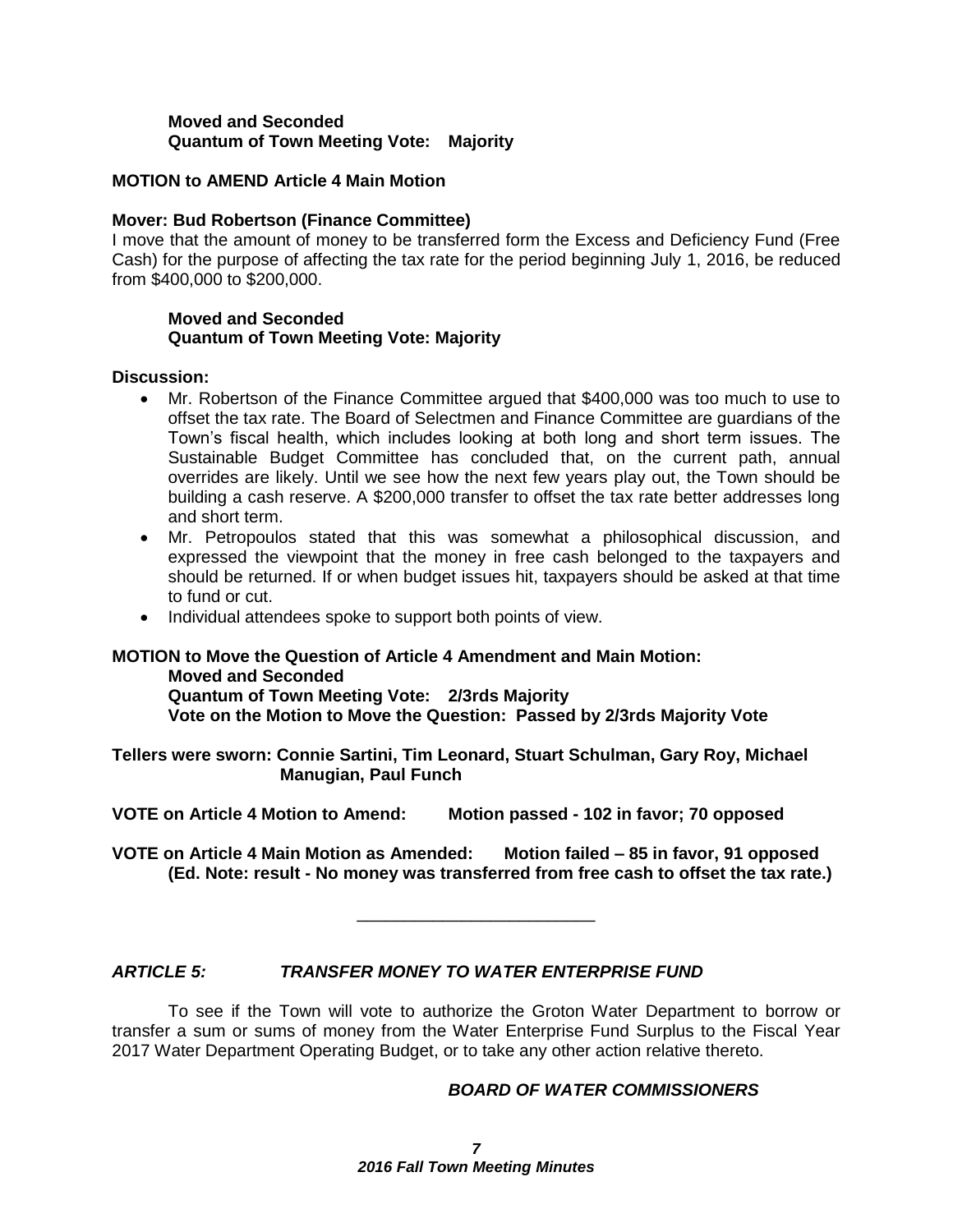**Moved and Seconded**
**Quantum of Town Meeting Vote: Majority**

**MOTION to AMEND Article 4 Main Motion**

**Mover: Bud Robertson (Finance Committee)**
I move that the amount of money to be transferred form the Excess and Deficiency Fund (Free Cash) for the purpose of affecting the tax rate for the period beginning July 1, 2016, be reduced from $400,000 to $200,000.

**Moved and Seconded**
**Quantum of Town Meeting Vote: Majority**

**Discussion:**

- Mr. Robertson of the Finance Committee argued that $400,000 was too much to use to offset the tax rate. The Board of Selectmen and Finance Committee are guardians of the Town's fiscal health, which includes looking at both long and short term issues. The Sustainable Budget Committee has concluded that, on the current path, annual overrides are likely. Until we see how the next few years play out, the Town should be building a cash reserve. A $200,000 transfer to offset the tax rate better addresses long and short term.
- Mr. Petropoulos stated that this was somewhat a philosophical discussion, and expressed the viewpoint that the money in free cash belonged to the taxpayers and should be returned. If or when budget issues hit, taxpayers should be asked at that time to fund or cut.
- Individual attendees spoke to support both points of view.

**MOTION to Move the Question of Article 4 Amendment and Main Motion:**
**Moved and Seconded**
**Quantum of Town Meeting Vote: 2/3rds Majority**
**Vote on the Motion to Move the Question: Passed by 2/3rds Majority Vote**

**Tellers were sworn: Connie Sartini, Tim Leonard, Stuart Schulman, Gary Roy, Michael Manugian, Paul Funch**

**VOTE on Article 4 Motion to Amend: Motion passed - 102 in favor; 70 opposed**

**VOTE on Article 4 Main Motion as Amended: Motion failed – 85 in favor, 91 opposed**
**(Ed. Note: result - No money was transferred from free cash to offset the tax rate.)**

---

***ARTICLE 5: TRANSFER MONEY TO WATER ENTERPRISE FUND***

To see if the Town will vote to authorize the Groton Water Department to borrow or transfer a sum or sums of money from the Water Enterprise Fund Surplus to the Fiscal Year 2017 Water Department Operating Budget, or to take any other action relative thereto.

***BOARD OF WATER COMMISSIONERS***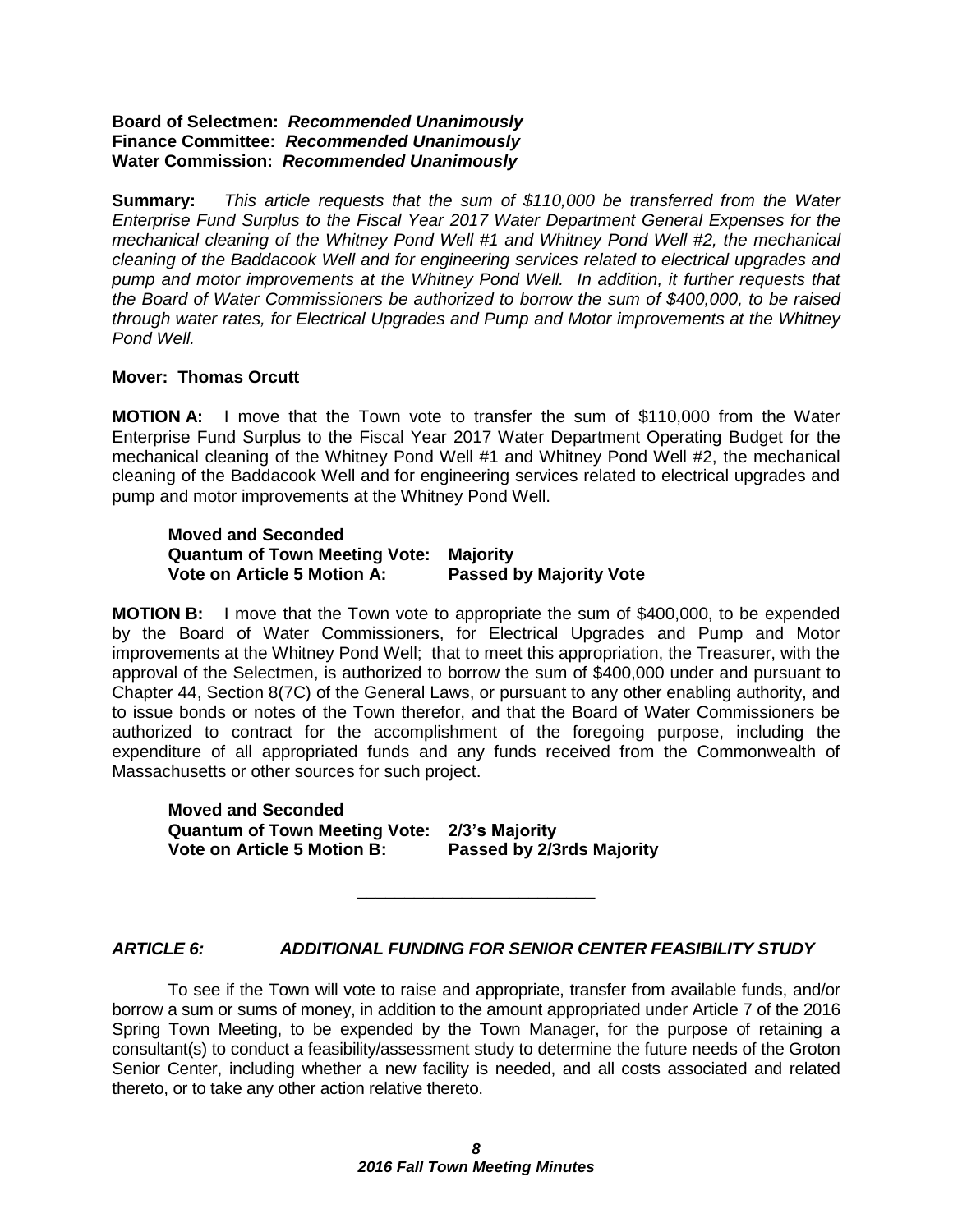**Board of Selectmen:** ***Recommended Unanimously***
**Finance Committee:** ***Recommended Unanimously***
**Water Commission:** ***Recommended Unanimously***

**Summary:** *This article requests that the sum of $110,000 be transferred from the Water Enterprise Fund Surplus to the Fiscal Year 2017 Water Department General Expenses for the mechanical cleaning of the Whitney Pond Well #1 and Whitney Pond Well #2, the mechanical cleaning of the Baddacook Well and for engineering services related to electrical upgrades and pump and motor improvements at the Whitney Pond Well. In addition, it further requests that the Board of Water Commissioners be authorized to borrow the sum of $400,000, to be raised through water rates, for Electrical Upgrades and Pump and Motor improvements at the Whitney Pond Well.*

**Mover: Thomas Orcutt**

**MOTION A:** I move that the Town vote to transfer the sum of $110,000 from the Water Enterprise Fund Surplus to the Fiscal Year 2017 Water Department Operating Budget for the mechanical cleaning of the Whitney Pond Well #1 and Whitney Pond Well #2, the mechanical cleaning of the Baddacook Well and for engineering services related to electrical upgrades and pump and motor improvements at the Whitney Pond Well.

**Moved and Seconded**
**Quantum of Town Meeting Vote: Majority**
**Vote on Article 5 Motion A: Passed by Majority Vote**

**MOTION B:** I move that the Town vote to appropriate the sum of $400,000, to be expended by the Board of Water Commissioners, for Electrical Upgrades and Pump and Motor improvements at the Whitney Pond Well; that to meet this appropriation, the Treasurer, with the approval of the Selectmen, is authorized to borrow the sum of $400,000 under and pursuant to Chapter 44, Section 8(7C) of the General Laws, or pursuant to any other enabling authority, and to issue bonds or notes of the Town therefor, and that the Board of Water Commissioners be authorized to contract for the accomplishment of the foregoing purpose, including the expenditure of all appropriated funds and any funds received from the Commonwealth of Massachusetts or other sources for such project.

**Moved and Seconded**
**Quantum of Town Meeting Vote: 2/3's Majority**
**Vote on Article 5 Motion B: Passed by 2/3rds Majority**

---

### *ARTICLE 6: ADDITIONAL FUNDING FOR SENIOR CENTER FEASIBILITY STUDY*

To see if the Town will vote to raise and appropriate, transfer from available funds, and/or borrow a sum or sums of money, in addition to the amount appropriated under Article 7 of the 2016 Spring Town Meeting, to be expended by the Town Manager, for the purpose of retaining a consultant(s) to conduct a feasibility/assessment study to determine the future needs of the Groton Senior Center, including whether a new facility is needed, and all costs associated and related thereto, or to take any other action relative thereto.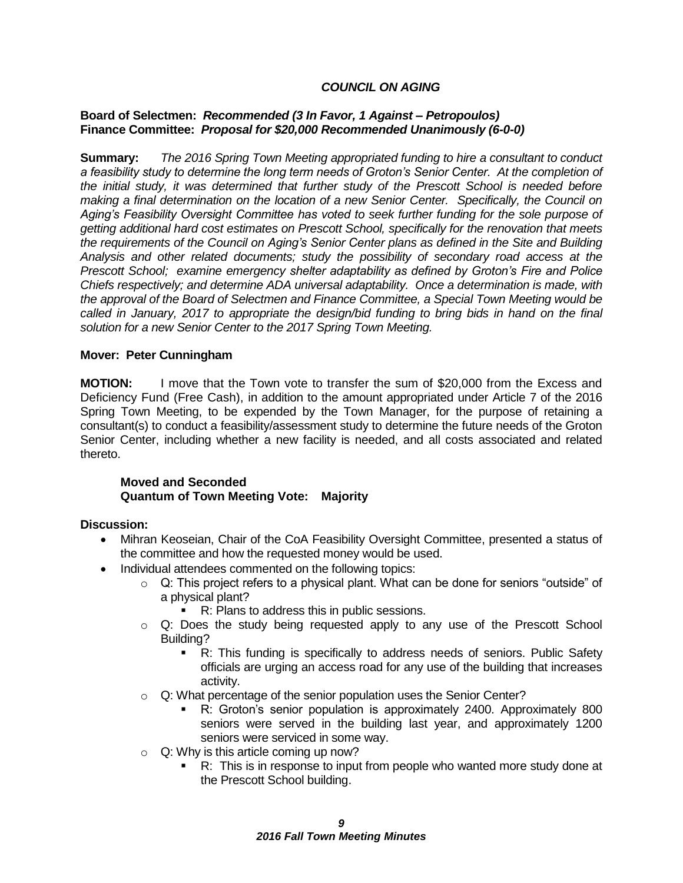### *COUNCIL ON AGING*

**Board of Selectmen:** ***Recommended (3 In Favor, 1 Against – Petropoulos)***
**Finance Committee:** ***Proposal for $20,000 Recommended Unanimously (6-0-0)***

**Summary:** *The 2016 Spring Town Meeting appropriated funding to hire a consultant to conduct a feasibility study to determine the long term needs of Groton's Senior Center. At the completion of the initial study, it was determined that further study of the Prescott School is needed before making a final determination on the location of a new Senior Center. Specifically, the Council on Aging's Feasibility Oversight Committee has voted to seek further funding for the sole purpose of getting additional hard cost estimates on Prescott School, specifically for the renovation that meets the requirements of the Council on Aging's Senior Center plans as defined in the Site and Building Analysis and other related documents; study the possibility of secondary road access at the Prescott School; examine emergency shelter adaptability as defined by Groton's Fire and Police Chiefs respectively; and determine ADA universal adaptability. Once a determination is made, with the approval of the Board of Selectmen and Finance Committee, a Special Town Meeting would be called in January, 2017 to appropriate the design/bid funding to bring bids in hand on the final solution for a new Senior Center to the 2017 Spring Town Meeting.*

**Mover: Peter Cunningham**

**MOTION:** I move that the Town vote to transfer the sum of $20,000 from the Excess and Deficiency Fund (Free Cash), in addition to the amount appropriated under Article 7 of the 2016 Spring Town Meeting, to be expended by the Town Manager, for the purpose of retaining a consultant(s) to conduct a feasibility/assessment study to determine the future needs of the Groton Senior Center, including whether a new facility is needed, and all costs associated and related thereto.

**Moved and Seconded**
**Quantum of Town Meeting Vote: Majority**

**Discussion:**

- Mihran Keoseian, Chair of the CoA Feasibility Oversight Committee, presented a status of the committee and how the requested money would be used.
- Individual attendees commented on the following topics:
  - Q: This project refers to a physical plant. What can be done for seniors "outside" of a physical plant?
    - R: Plans to address this in public sessions.
  - Q: Does the study being requested apply to any use of the Prescott School Building?
    - R: This funding is specifically to address needs of seniors. Public Safety officials are urging an access road for any use of the building that increases activity.
  - Q: What percentage of the senior population uses the Senior Center?
    - R: Groton's senior population is approximately 2400. Approximately 800 seniors were served in the building last year, and approximately 1200 seniors were serviced in some way.
  - Q: Why is this article coming up now?
    - R: This is in response to input from people who wanted more study done at the Prescott School building.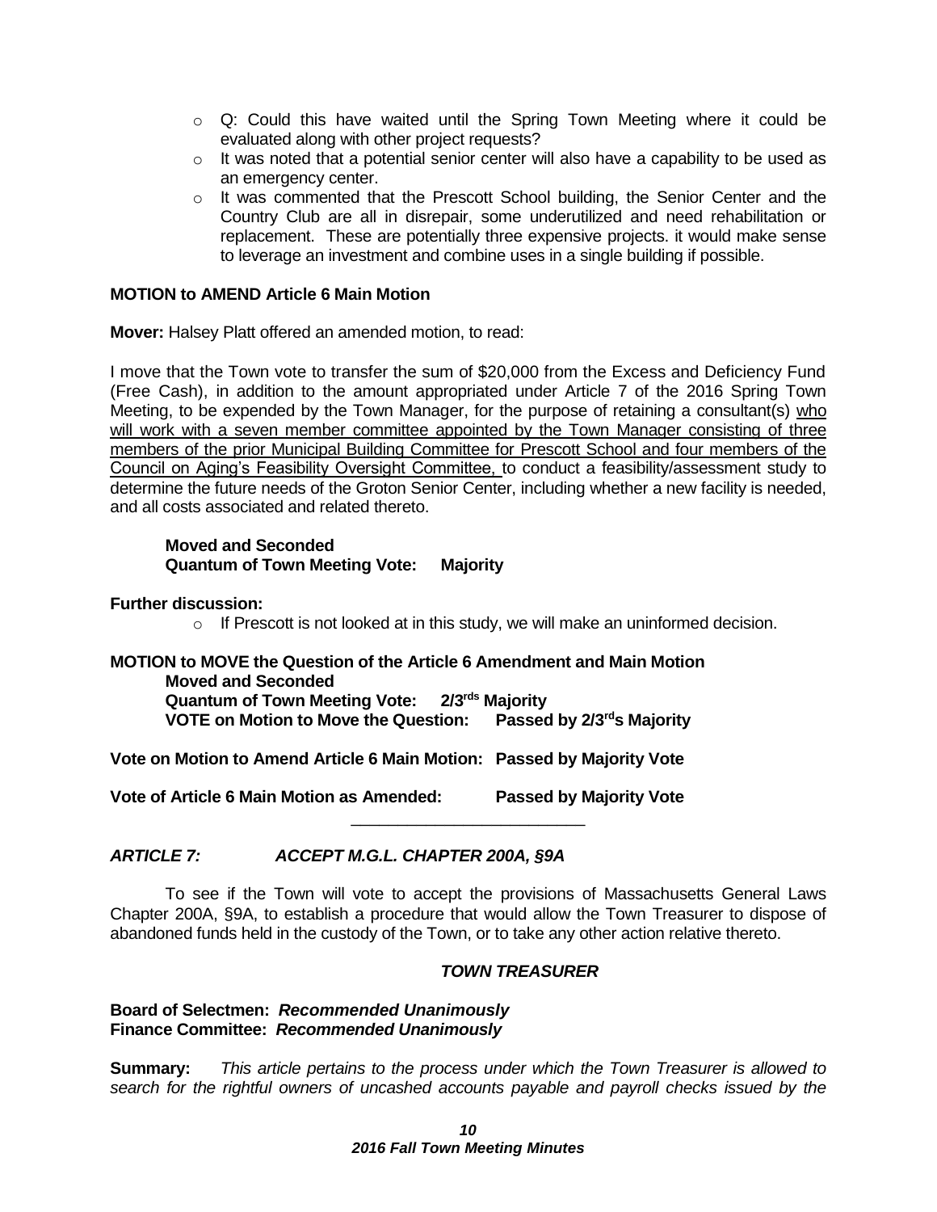- Q: Could this have waited until the Spring Town Meeting where it could be evaluated along with other project requests?
- It was noted that a potential senior center will also have a capability to be used as an emergency center.
- It was commented that the Prescott School building, the Senior Center and the Country Club are all in disrepair, some underutilized and need rehabilitation or replacement. These are potentially three expensive projects. it would make sense to leverage an investment and combine uses in a single building if possible.

**MOTION to AMEND Article 6 Main Motion**

**Mover:** Halsey Platt offered an amended motion, to read:

I move that the Town vote to transfer the sum of $20,000 from the Excess and Deficiency Fund (Free Cash), in addition to the amount appropriated under Article 7 of the 2016 Spring Town Meeting, to be expended by the Town Manager, for the purpose of retaining a consultant(s) <u>who will work with a seven member committee appointed by the Town Manager consisting of three members of the prior Municipal Building Committee for Prescott School and four members of the Council on Aging's Feasibility Oversight Committee,</u> to conduct a feasibility/assessment study to determine the future needs of the Groton Senior Center, including whether a new facility is needed, and all costs associated and related thereto.

**Moved and Seconded**
**Quantum of Town Meeting Vote: Majority**

**Further discussion:**

- If Prescott is not looked at in this study, we will make an uninformed decision.

**MOTION to MOVE the Question of the Article 6 Amendment and Main Motion**
**Moved and Seconded**
**Quantum of Town Meeting Vote: 2/3rds Majority**
**VOTE on Motion to Move the Question: Passed by 2/3rds Majority**

**Vote on Motion to Amend Article 6 Main Motion: Passed by Majority Vote**

**Vote of Article 6 Main Motion as Amended: Passed by Majority Vote**

---

***ARTICLE 7: ACCEPT M.G.L. CHAPTER 200A, §9A***

To see if the Town will vote to accept the provisions of Massachusetts General Laws Chapter 200A, §9A, to establish a procedure that would allow the Town Treasurer to dispose of abandoned funds held in the custody of the Town, or to take any other action relative thereto.

***TOWN TREASURER***

**Board of Selectmen:** ***Recommended Unanimously***
**Finance Committee:** ***Recommended Unanimously***

**Summary:** *This article pertains to the process under which the Town Treasurer is allowed to search for the rightful owners of uncashed accounts payable and payroll checks issued by the*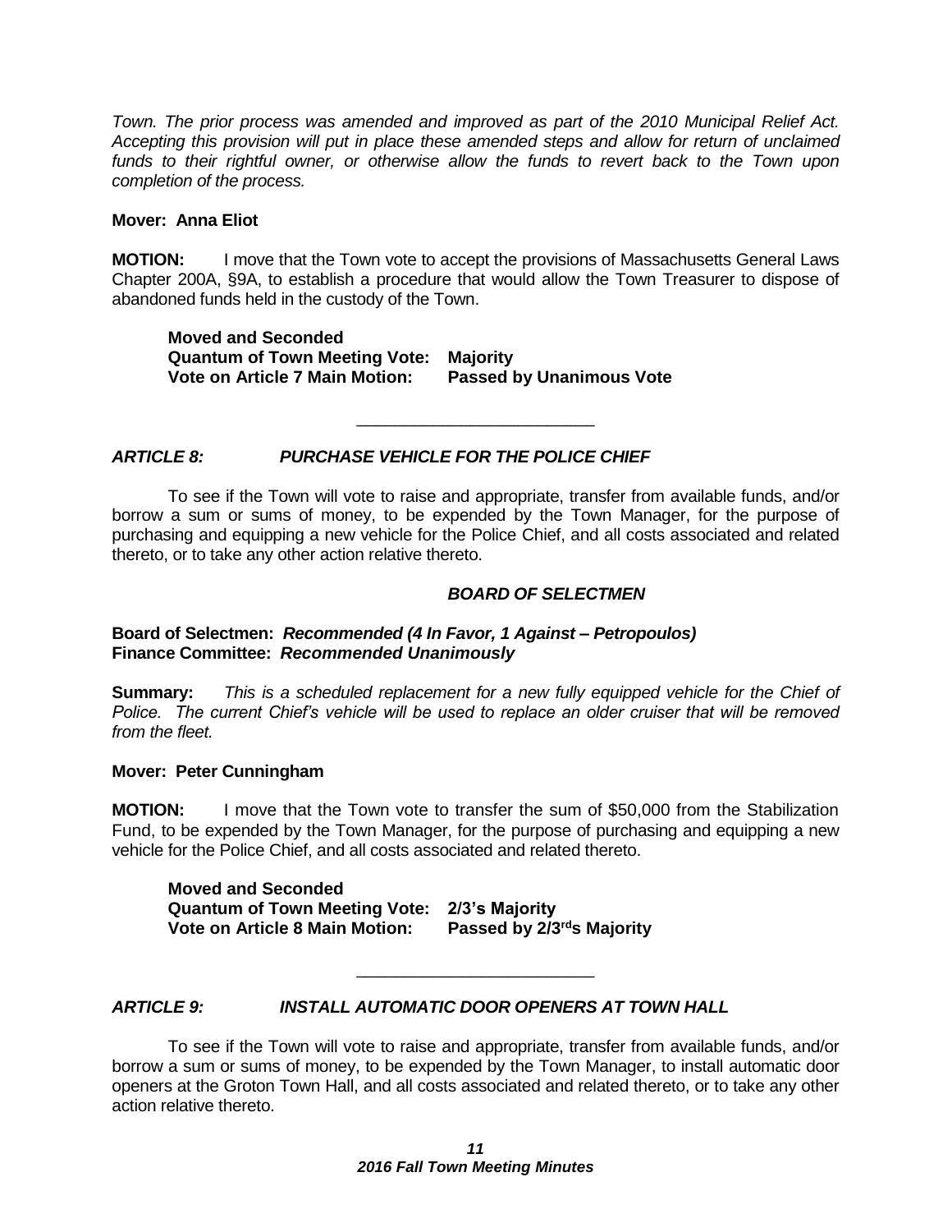*Town. The prior process was amended and improved as part of the 2010 Municipal Relief Act. Accepting this provision will put in place these amended steps and allow for return of unclaimed funds to their rightful owner, or otherwise allow the funds to revert back to the Town upon completion of the process.*

**Mover: Anna Eliot**

**MOTION:** I move that the Town vote to accept the provisions of Massachusetts General Laws Chapter 200A, §9A, to establish a procedure that would allow the Town Treasurer to dispose of abandoned funds held in the custody of the Town.

**Moved and Seconded**
**Quantum of Town Meeting Vote: Majority**
**Vote on Article 7 Main Motion: Passed by Unanimous Vote**

---

## *ARTICLE 8: PURCHASE VEHICLE FOR THE POLICE CHIEF*

To see if the Town will vote to raise and appropriate, transfer from available funds, and/or borrow a sum or sums of money, to be expended by the Town Manager, for the purpose of purchasing and equipping a new vehicle for the Police Chief, and all costs associated and related thereto, or to take any other action relative thereto.

***BOARD OF SELECTMEN***

**Board of Selectmen:** ***Recommended (4 In Favor, 1 Against – Petropoulos)***
**Finance Committee:** ***Recommended Unanimously***

**Summary:** *This is a scheduled replacement for a new fully equipped vehicle for the Chief of Police. The current Chief's vehicle will be used to replace an older cruiser that will be removed from the fleet.*

**Mover: Peter Cunningham**

**MOTION:** I move that the Town vote to transfer the sum of $50,000 from the Stabilization Fund, to be expended by the Town Manager, for the purpose of purchasing and equipping a new vehicle for the Police Chief, and all costs associated and related thereto.

**Moved and Seconded**
**Quantum of Town Meeting Vote: 2/3's Majority**
**Vote on Article 8 Main Motion: Passed by 2/3rds Majority**

---

## *ARTICLE 9: INSTALL AUTOMATIC DOOR OPENERS AT TOWN HALL*

To see if the Town will vote to raise and appropriate, transfer from available funds, and/or borrow a sum or sums of money, to be expended by the Town Manager, to install automatic door openers at the Groton Town Hall, and all costs associated and related thereto, or to take any other action relative thereto.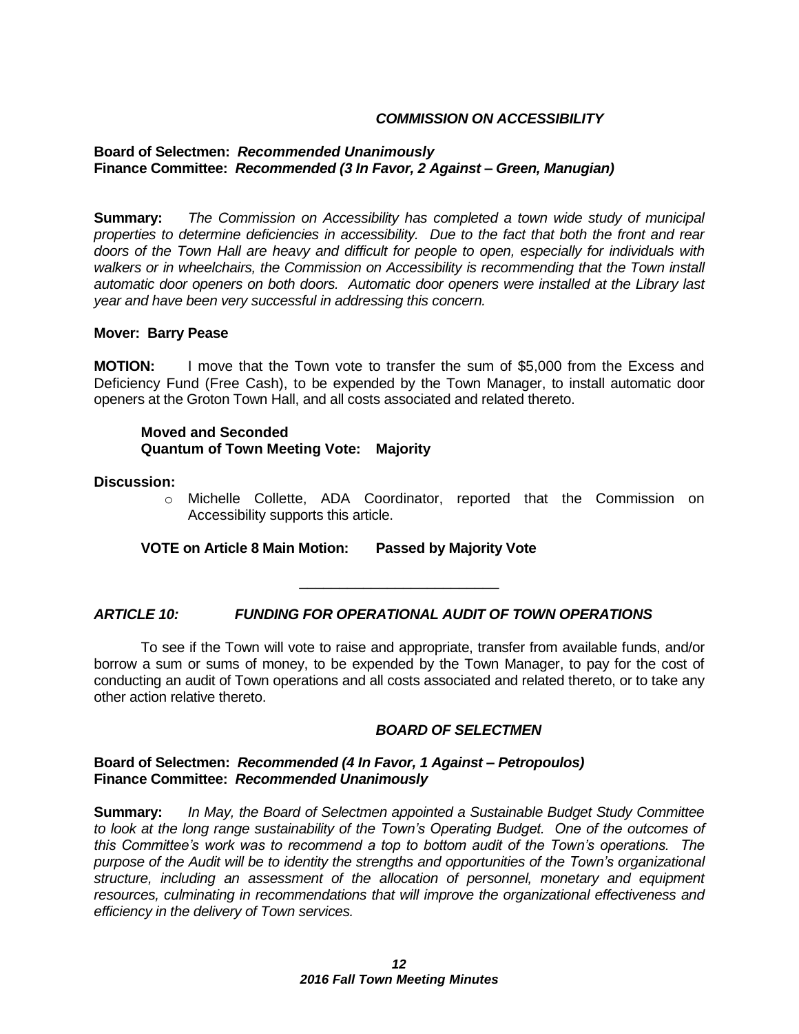***COMMISSION ON ACCESSIBILITY***

**Board of Selectmen:** ***Recommended Unanimously***
**Finance Committee:** ***Recommended (3 In Favor, 2 Against – Green, Manugian)***

**Summary:** *The Commission on Accessibility has completed a town wide study of municipal properties to determine deficiencies in accessibility. Due to the fact that both the front and rear doors of the Town Hall are heavy and difficult for people to open, especially for individuals with walkers or in wheelchairs, the Commission on Accessibility is recommending that the Town install automatic door openers on both doors. Automatic door openers were installed at the Library last year and have been very successful in addressing this concern.*

**Mover: Barry Pease**

**MOTION:** I move that the Town vote to transfer the sum of $5,000 from the Excess and Deficiency Fund (Free Cash), to be expended by the Town Manager, to install automatic door openers at the Groton Town Hall, and all costs associated and related thereto.

**Moved and Seconded**
**Quantum of Town Meeting Vote: Majority**

**Discussion:**

- Michelle Collette, ADA Coordinator, reported that the Commission on Accessibility supports this article.

**VOTE on Article 8 Main Motion: Passed by Majority Vote**

---

## *ARTICLE 10: FUNDING FOR OPERATIONAL AUDIT OF TOWN OPERATIONS*

To see if the Town will vote to raise and appropriate, transfer from available funds, and/or borrow a sum or sums of money, to be expended by the Town Manager, to pay for the cost of conducting an audit of Town operations and all costs associated and related thereto, or to take any other action relative thereto.

***BOARD OF SELECTMEN***

**Board of Selectmen:** ***Recommended (4 In Favor, 1 Against – Petropoulos)***
**Finance Committee:** ***Recommended Unanimously***

**Summary:** *In May, the Board of Selectmen appointed a Sustainable Budget Study Committee to look at the long range sustainability of the Town's Operating Budget. One of the outcomes of this Committee's work was to recommend a top to bottom audit of the Town's operations. The purpose of the Audit will be to identity the strengths and opportunities of the Town's organizational structure, including an assessment of the allocation of personnel, monetary and equipment resources, culminating in recommendations that will improve the organizational effectiveness and efficiency in the delivery of Town services.*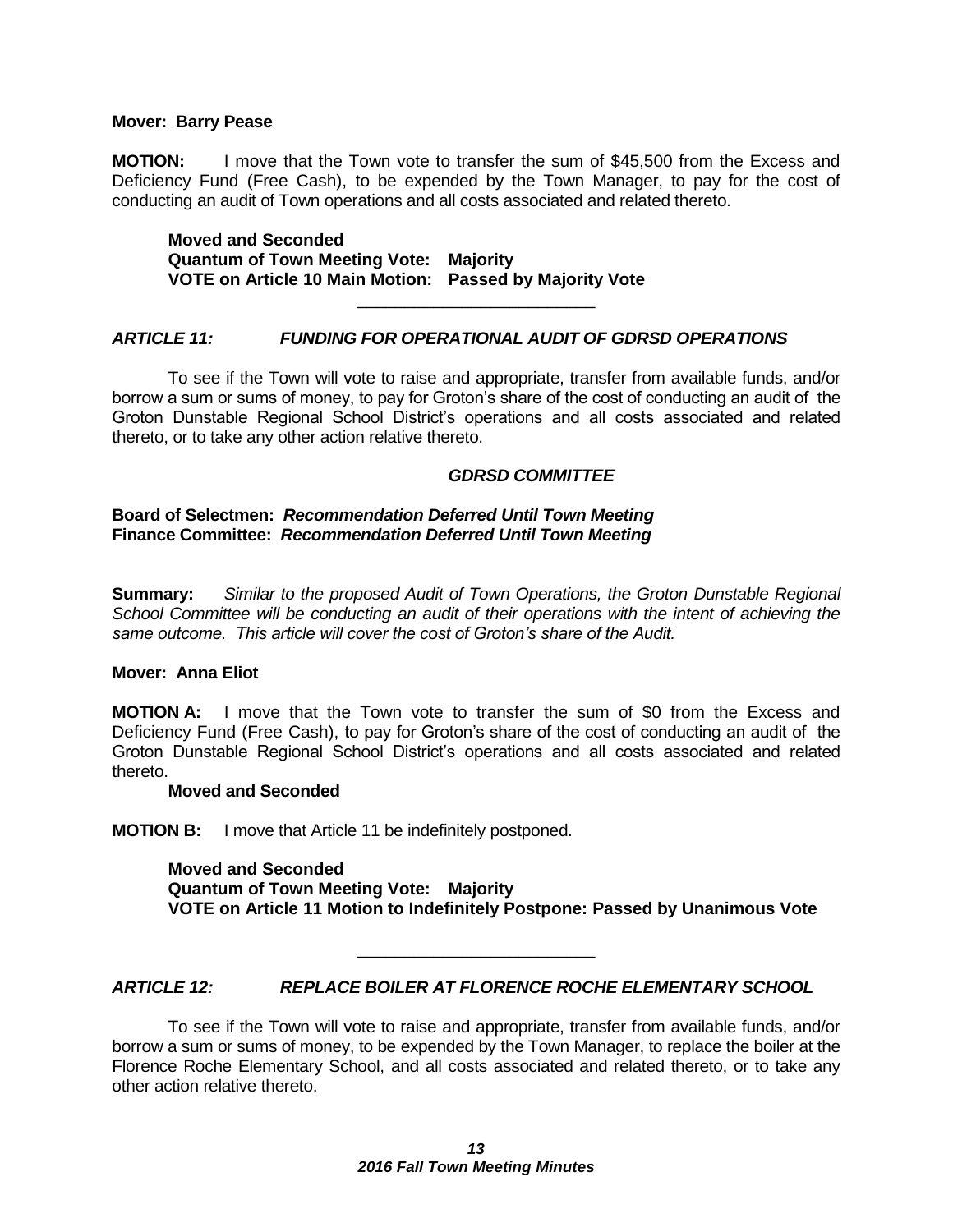**Mover: Barry Pease**

**MOTION:** I move that the Town vote to transfer the sum of $45,500 from the Excess and Deficiency Fund (Free Cash), to be expended by the Town Manager, to pay for the cost of conducting an audit of Town operations and all costs associated and related thereto.

**Moved and Seconded**
**Quantum of Town Meeting Vote: Majority**
**VOTE on Article 10 Main Motion: Passed by Majority Vote**

---

### *ARTICLE 11: FUNDING FOR OPERATIONAL AUDIT OF GDRSD OPERATIONS*

To see if the Town will vote to raise and appropriate, transfer from available funds, and/or borrow a sum or sums of money, to pay for Groton's share of the cost of conducting an audit of the Groton Dunstable Regional School District's operations and all costs associated and related thereto, or to take any other action relative thereto.

***GDRSD COMMITTEE***

**Board of Selectmen:** ***Recommendation Deferred Until Town Meeting***
**Finance Committee:** ***Recommendation Deferred Until Town Meeting***

**Summary:** *Similar to the proposed Audit of Town Operations, the Groton Dunstable Regional School Committee will be conducting an audit of their operations with the intent of achieving the same outcome. This article will cover the cost of Groton's share of the Audit.*

**Mover: Anna Eliot**

**MOTION A:** I move that the Town vote to transfer the sum of $0 from the Excess and Deficiency Fund (Free Cash), to pay for Groton's share of the cost of conducting an audit of the Groton Dunstable Regional School District's operations and all costs associated and related thereto.

**Moved and Seconded**

**MOTION B:** I move that Article 11 be indefinitely postponed.

**Moved and Seconded**
**Quantum of Town Meeting Vote: Majority**
**VOTE on Article 11 Motion to Indefinitely Postpone: Passed by Unanimous Vote**

---

### *ARTICLE 12: REPLACE BOILER AT FLORENCE ROCHE ELEMENTARY SCHOOL*

To see if the Town will vote to raise and appropriate, transfer from available funds, and/or borrow a sum or sums of money, to be expended by the Town Manager, to replace the boiler at the Florence Roche Elementary School, and all costs associated and related thereto, or to take any other action relative thereto.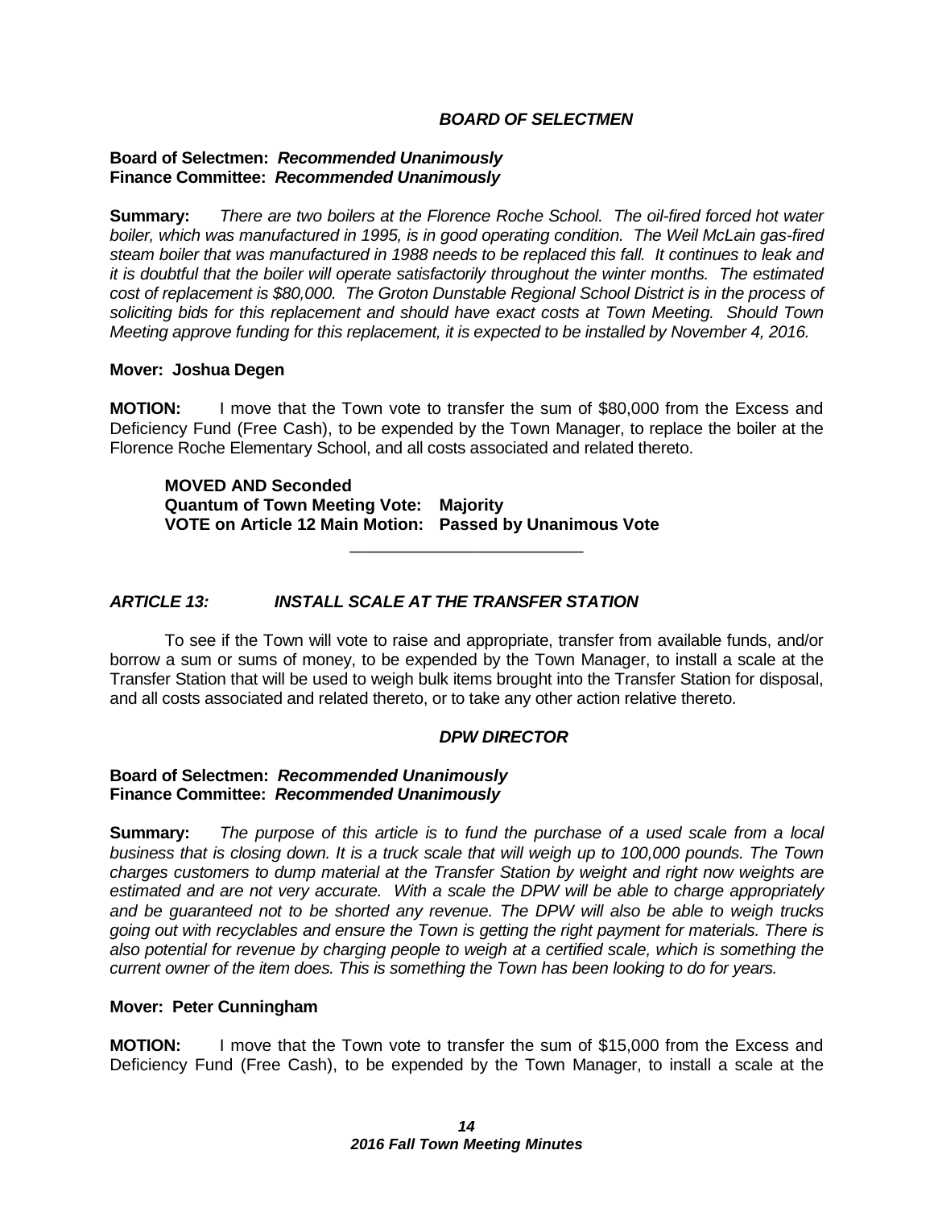***BOARD OF SELECTMEN***

**Board of Selectmen:** ***Recommended Unanimously***
**Finance Committee:** ***Recommended Unanimously***

**Summary:** *There are two boilers at the Florence Roche School. The oil-fired forced hot water boiler, which was manufactured in 1995, is in good operating condition. The Weil McLain gas-fired steam boiler that was manufactured in 1988 needs to be replaced this fall. It continues to leak and it is doubtful that the boiler will operate satisfactorily throughout the winter months. The estimated cost of replacement is $80,000. The Groton Dunstable Regional School District is in the process of soliciting bids for this replacement and should have exact costs at Town Meeting. Should Town Meeting approve funding for this replacement, it is expected to be installed by November 4, 2016.*

**Mover: Joshua Degen**

**MOTION:** I move that the Town vote to transfer the sum of $80,000 from the Excess and Deficiency Fund (Free Cash), to be expended by the Town Manager, to replace the boiler at the Florence Roche Elementary School, and all costs associated and related thereto.

**MOVED AND Seconded**
**Quantum of Town Meeting Vote: Majority**
**VOTE on Article 12 Main Motion: Passed by Unanimous Vote**

---

## *ARTICLE 13: INSTALL SCALE AT THE TRANSFER STATION*

To see if the Town will vote to raise and appropriate, transfer from available funds, and/or borrow a sum or sums of money, to be expended by the Town Manager, to install a scale at the Transfer Station that will be used to weigh bulk items brought into the Transfer Station for disposal, and all costs associated and related thereto, or to take any other action relative thereto.

***DPW DIRECTOR***

**Board of Selectmen:** ***Recommended Unanimously***
**Finance Committee:** ***Recommended Unanimously***

**Summary:** *The purpose of this article is to fund the purchase of a used scale from a local business that is closing down. It is a truck scale that will weigh up to 100,000 pounds. The Town charges customers to dump material at the Transfer Station by weight and right now weights are estimated and are not very accurate. With a scale the DPW will be able to charge appropriately and be guaranteed not to be shorted any revenue. The DPW will also be able to weigh trucks going out with recyclables and ensure the Town is getting the right payment for materials. There is also potential for revenue by charging people to weigh at a certified scale, which is something the current owner of the item does. This is something the Town has been looking to do for years.*

**Mover: Peter Cunningham**

**MOTION:** I move that the Town vote to transfer the sum of $15,000 from the Excess and Deficiency Fund (Free Cash), to be expended by the Town Manager, to install a scale at the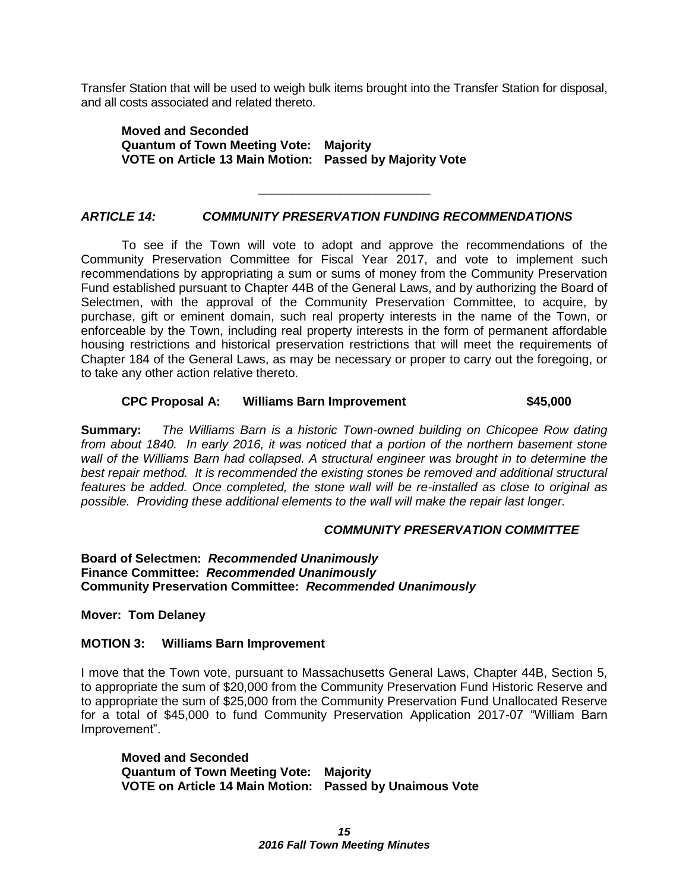Transfer Station that will be used to weigh bulk items brought into the Transfer Station for disposal, and all costs associated and related thereto.

**Moved and Seconded**
**Quantum of Town Meeting Vote: Majority**
**VOTE on Article 13 Main Motion: Passed by Majority Vote**

---

### ***ARTICLE 14: COMMUNITY PRESERVATION FUNDING RECOMMENDATIONS***

To see if the Town will vote to adopt and approve the recommendations of the Community Preservation Committee for Fiscal Year 2017, and vote to implement such recommendations by appropriating a sum or sums of money from the Community Preservation Fund established pursuant to Chapter 44B of the General Laws, and by authorizing the Board of Selectmen, with the approval of the Community Preservation Committee, to acquire, by purchase, gift or eminent domain, such real property interests in the name of the Town, or enforceable by the Town, including real property interests in the form of permanent affordable housing restrictions and historical preservation restrictions that will meet the requirements of Chapter 184 of the General Laws, as may be necessary or proper to carry out the foregoing, or to take any other action relative thereto.

**CPC Proposal A: Williams Barn Improvement $45,000**

**Summary:** *The Williams Barn is a historic Town-owned building on Chicopee Row dating from about 1840. In early 2016, it was noticed that a portion of the northern basement stone wall of the Williams Barn had collapsed. A structural engineer was brought in to determine the best repair method. It is recommended the existing stones be removed and additional structural features be added. Once completed, the stone wall will be re-installed as close to original as possible. Providing these additional elements to the wall will make the repair last longer.*

***COMMUNITY PRESERVATION COMMITTEE***

**Board of Selectmen:** ***Recommended Unanimously***
**Finance Committee:** ***Recommended Unanimously***
**Community Preservation Committee:** ***Recommended Unanimously***

**Mover: Tom Delaney**

**MOTION 3: Williams Barn Improvement**

I move that the Town vote, pursuant to Massachusetts General Laws, Chapter 44B, Section 5, to appropriate the sum of $20,000 from the Community Preservation Fund Historic Reserve and to appropriate the sum of $25,000 from the Community Preservation Fund Unallocated Reserve for a total of $45,000 to fund Community Preservation Application 2017-07 "William Barn Improvement".

**Moved and Seconded**
**Quantum of Town Meeting Vote: Majority**
**VOTE on Article 14 Main Motion: Passed by Unaimous Vote**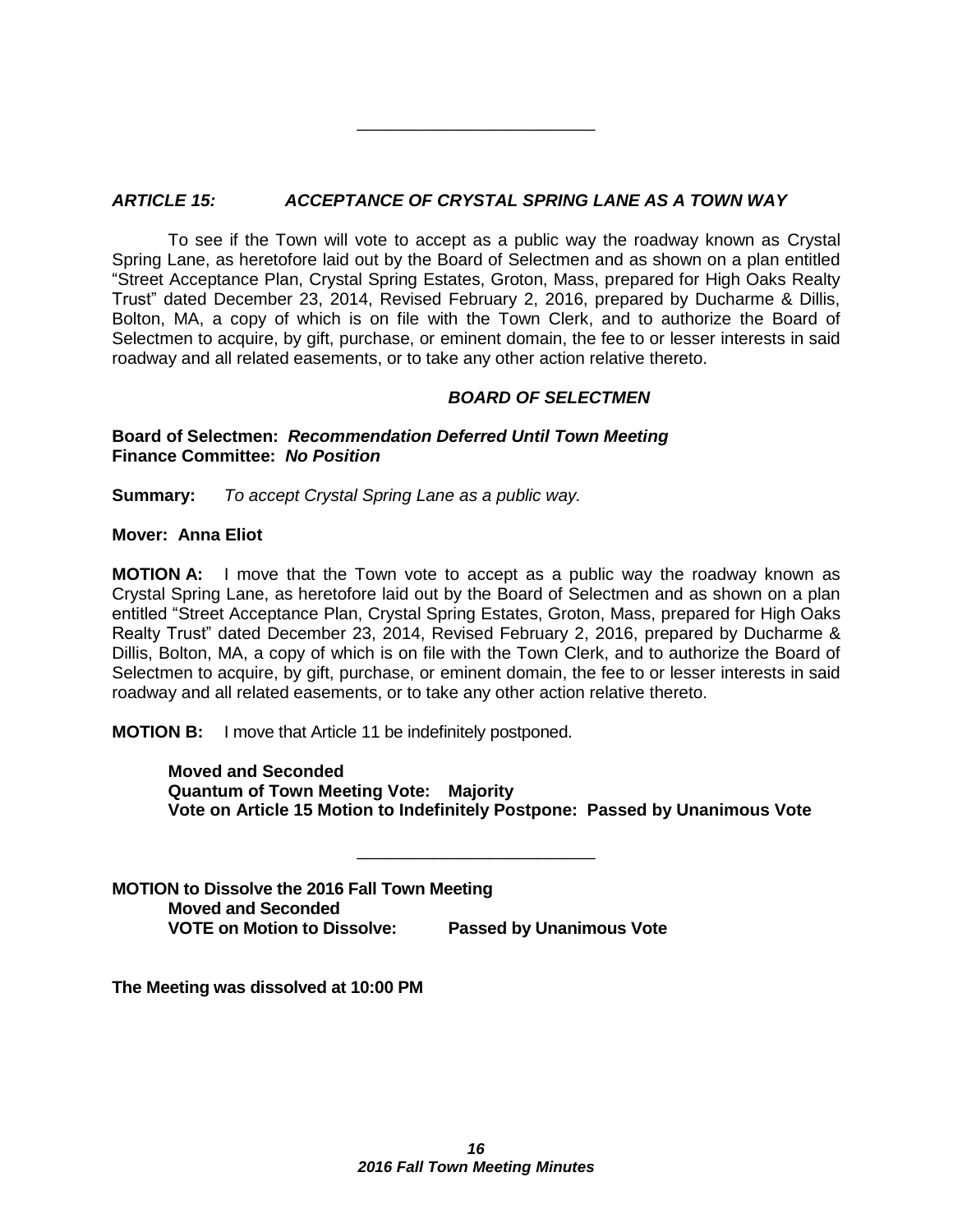---

***ARTICLE 15: ACCEPTANCE OF CRYSTAL SPRING LANE AS A TOWN WAY***

To see if the Town will vote to accept as a public way the roadway known as Crystal Spring Lane, as heretofore laid out by the Board of Selectmen and as shown on a plan entitled "Street Acceptance Plan, Crystal Spring Estates, Groton, Mass, prepared for High Oaks Realty Trust" dated December 23, 2014, Revised February 2, 2016, prepared by Ducharme & Dillis, Bolton, MA, a copy of which is on file with the Town Clerk, and to authorize the Board of Selectmen to acquire, by gift, purchase, or eminent domain, the fee to or lesser interests in said roadway and all related easements, or to take any other action relative thereto.

***BOARD OF SELECTMEN***

**Board of Selectmen:** ***Recommendation Deferred Until Town Meeting***
**Finance Committee:** ***No Position***

**Summary:** *To accept Crystal Spring Lane as a public way.*

**Mover: Anna Eliot**

**MOTION A:** I move that the Town vote to accept as a public way the roadway known as Crystal Spring Lane, as heretofore laid out by the Board of Selectmen and as shown on a plan entitled "Street Acceptance Plan, Crystal Spring Estates, Groton, Mass, prepared for High Oaks Realty Trust" dated December 23, 2014, Revised February 2, 2016, prepared by Ducharme & Dillis, Bolton, MA, a copy of which is on file with the Town Clerk, and to authorize the Board of Selectmen to acquire, by gift, purchase, or eminent domain, the fee to or lesser interests in said roadway and all related easements, or to take any other action relative thereto.

**MOTION B:** I move that Article 11 be indefinitely postponed.

**Moved and Seconded**
**Quantum of Town Meeting Vote: Majority**
**Vote on Article 15 Motion to Indefinitely Postpone: Passed by Unanimous Vote**

---

**MOTION to Dissolve the 2016 Fall Town Meeting**
**Moved and Seconded**
**VOTE on Motion to Dissolve: Passed by Unanimous Vote**

**The Meeting was dissolved at 10:00 PM**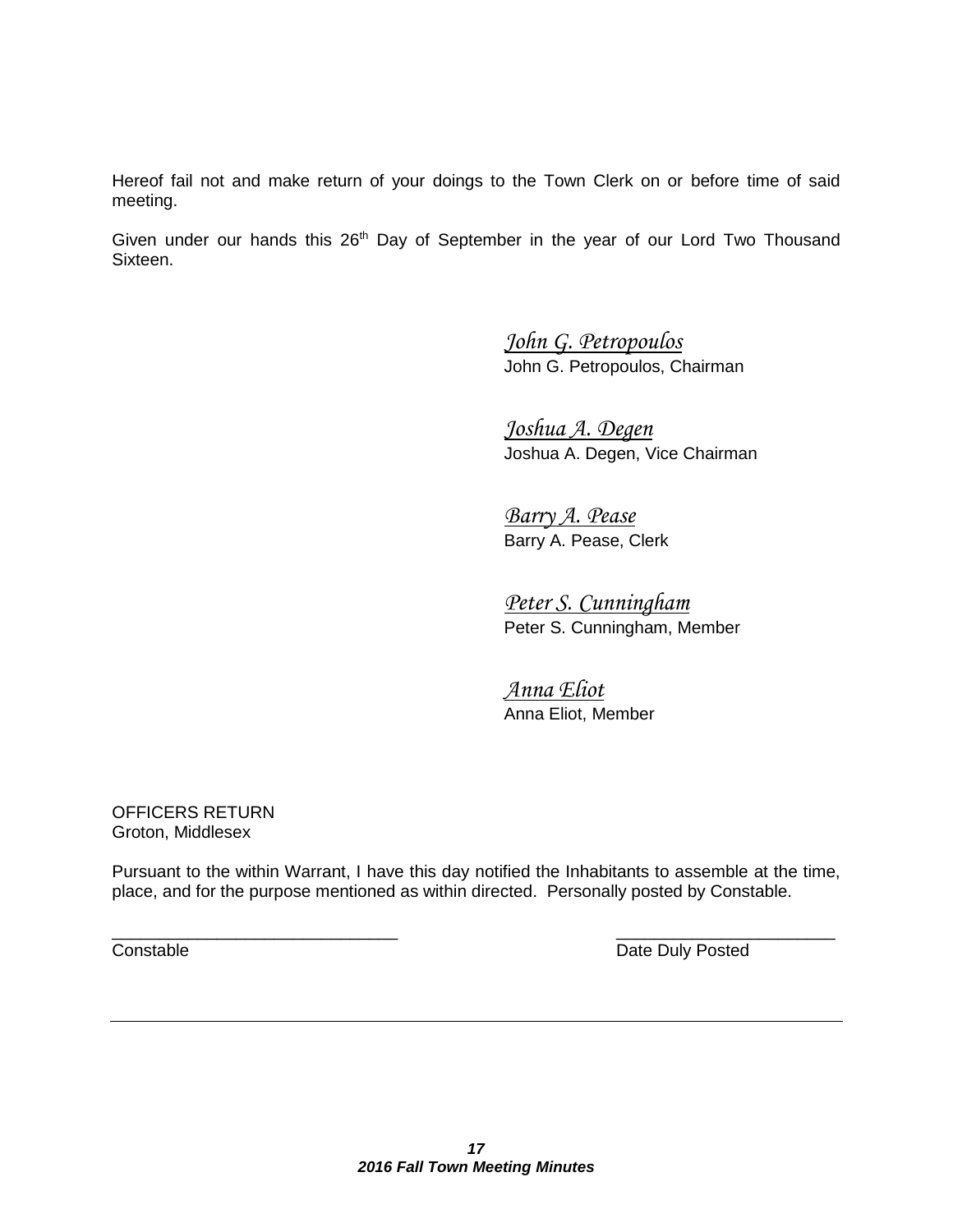Hereof fail not and make return of your doings to the Town Clerk on or before time of said meeting.

Given under our hands this 26th Day of September in the year of our Lord Two Thousand Sixteen.

*John G. Petropoulos*
John G. Petropoulos, Chairman

*Joshua A. Degen*
Joshua A. Degen, Vice Chairman

*Barry A. Pease*
Barry A. Pease, Clerk

*Peter S. Cunningham*
Peter S. Cunningham, Member

*Anna Eliot*
Anna Eliot, Member

OFFICERS RETURN
Groton, Middlesex

Pursuant to the within Warrant, I have this day notified the Inhabitants to assemble at the time, place, and for the purpose mentioned as within directed. Personally posted by Constable.

______________________________ ______________________
Constable Date Duly Posted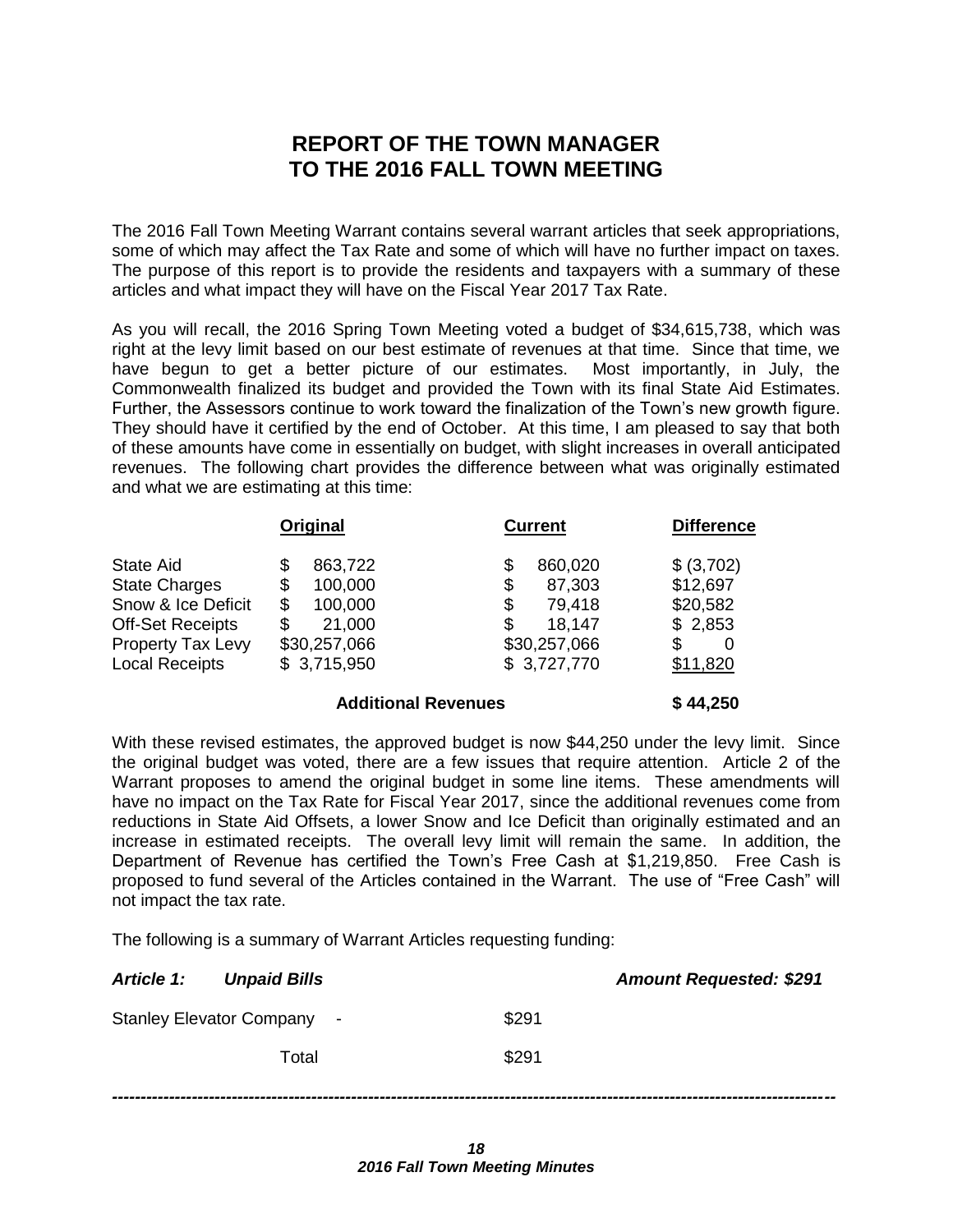# REPORT OF THE TOWN MANAGER TO THE 2016 FALL TOWN MEETING

The 2016 Fall Town Meeting Warrant contains several warrant articles that seek appropriations, some of which may affect the Tax Rate and some of which will have no further impact on taxes. The purpose of this report is to provide the residents and taxpayers with a summary of these articles and what impact they will have on the Fiscal Year 2017 Tax Rate.

As you will recall, the 2016 Spring Town Meeting voted a budget of $34,615,738, which was right at the levy limit based on our best estimate of revenues at that time. Since that time, we have begun to get a better picture of our estimates. Most importantly, in July, the Commonwealth finalized its budget and provided the Town with its final State Aid Estimates. Further, the Assessors continue to work toward the finalization of the Town's new growth figure. They should have it certified by the end of October. At this time, I am pleased to say that both of these amounts have come in essentially on budget, with slight increases in overall anticipated revenues. The following chart provides the difference between what was originally estimated and what we are estimating at this time:

| | Original | Current | Difference |
|---|---|---|---|
| State Aid | $ 863,722 | $ 860,020 | $ (3,702) |
| State Charges | $ 100,000 | $ 87,303 | $12,697 |
| Snow & Ice Deficit | $ 100,000 | $ 79,418 | $20,582 |
| Off-Set Receipts | $ 21,000 | $ 18,147 | $ 2,853 |
| Property Tax Levy | $30,257,066 | $30,257,066 | $ 0 |
| Local Receipts | $ 3,715,950 | $ 3,727,770 | $11,820 |
| | **Additional Revenues** | | **$ 44,250** |

With these revised estimates, the approved budget is now $44,250 under the levy limit. Since the original budget was voted, there are a few issues that require attention. Article 2 of the Warrant proposes to amend the original budget in some line items. These amendments will have no impact on the Tax Rate for Fiscal Year 2017, since the additional revenues come from reductions in State Aid Offsets, a lower Snow and Ice Deficit than originally estimated and an increase in estimated receipts. The overall levy limit will remain the same. In addition, the Department of Revenue has certified the Town's Free Cash at $1,219,850. Free Cash is proposed to fund several of the Articles contained in the Warrant. The use of "Free Cash" will not impact the tax rate.

The following is a summary of Warrant Articles requesting funding:

***Article 1: Unpaid Bills*** — ***Amount Requested: $291***

| | |
|---|---|
| Stanley Elevator Company - | $291 |
| Total | $291 |

---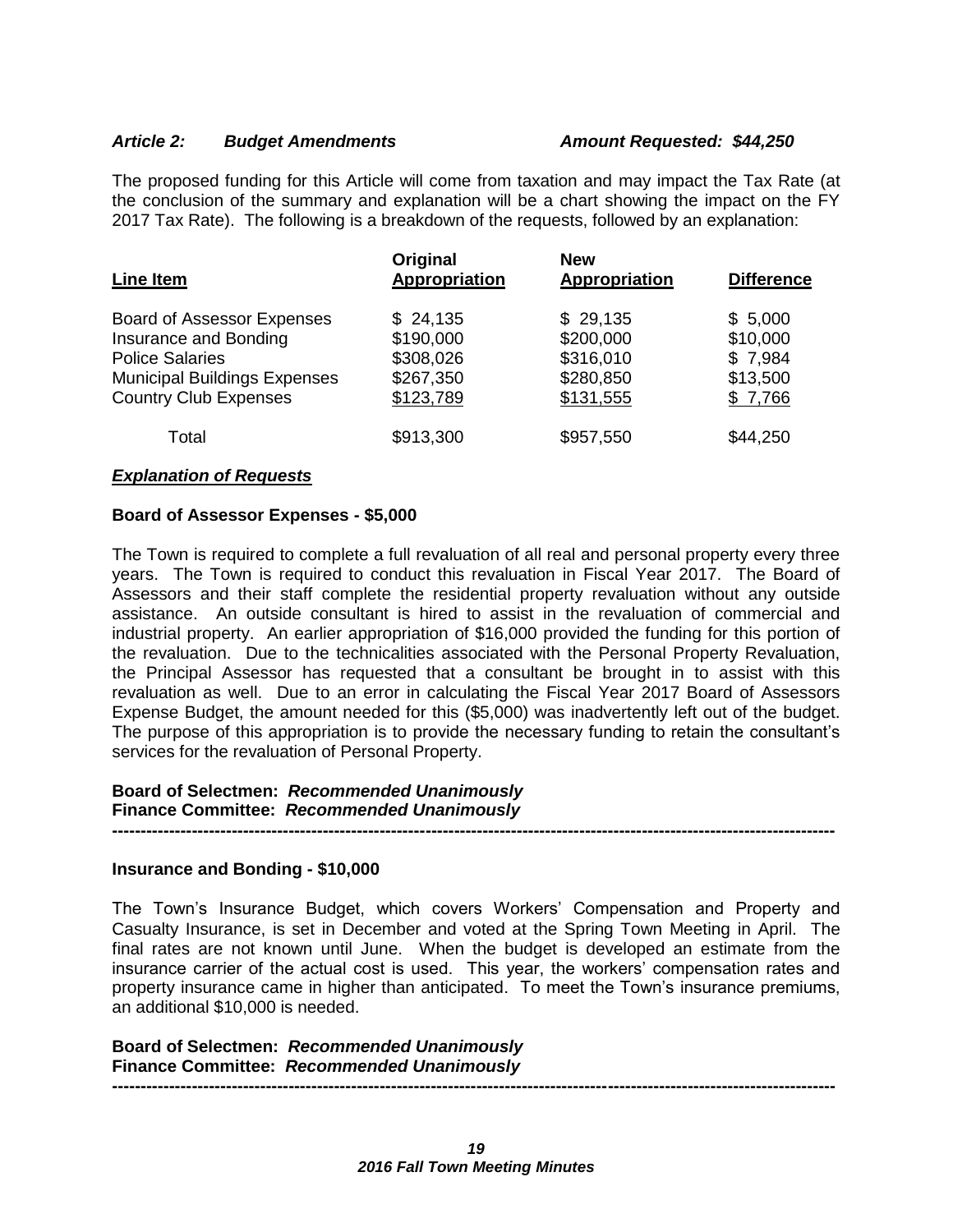***Article 2: Budget Amendments*** ***Amount Requested: $44,250***

The proposed funding for this Article will come from taxation and may impact the Tax Rate (at the conclusion of the summary and explanation will be a chart showing the impact on the FY 2017 Tax Rate). The following is a breakdown of the requests, followed by an explanation:

| Line Item | Original Appropriation | New Appropriation | Difference |
|---|---|---|---|
| Board of Assessor Expenses | $ 24,135 | $ 29,135 | $ 5,000 |
| Insurance and Bonding | $190,000 | $200,000 | $10,000 |
| Police Salaries | $308,026 | $316,010 | $ 7,984 |
| Municipal Buildings Expenses | $267,350 | $280,850 | $13,500 |
| Country Club Expenses | $123,789 | $131,555 | $ 7,766 |
| Total | $913,300 | $957,550 | $44,250 |

***Explanation of Requests***

**Board of Assessor Expenses - $5,000**

The Town is required to complete a full revaluation of all real and personal property every three years. The Town is required to conduct this revaluation in Fiscal Year 2017. The Board of Assessors and their staff complete the residential property revaluation without any outside assistance. An outside consultant is hired to assist in the revaluation of commercial and industrial property. An earlier appropriation of $16,000 provided the funding for this portion of the revaluation. Due to the technicalities associated with the Personal Property Revaluation, the Principal Assessor has requested that a consultant be brought in to assist with this revaluation as well. Due to an error in calculating the Fiscal Year 2017 Board of Assessors Expense Budget, the amount needed for this ($5,000) was inadvertently left out of the budget. The purpose of this appropriation is to provide the necessary funding to retain the consultant's services for the revaluation of Personal Property.

**Board of Selectmen: *Recommended Unanimously***
**Finance Committee: *Recommended Unanimously***

---

**Insurance and Bonding - $10,000**

The Town's Insurance Budget, which covers Workers' Compensation and Property and Casualty Insurance, is set in December and voted at the Spring Town Meeting in April. The final rates are not known until June. When the budget is developed an estimate from the insurance carrier of the actual cost is used. This year, the workers' compensation rates and property insurance came in higher than anticipated. To meet the Town's insurance premiums, an additional $10,000 is needed.

**Board of Selectmen: *Recommended Unanimously***
**Finance Committee: *Recommended Unanimously***

---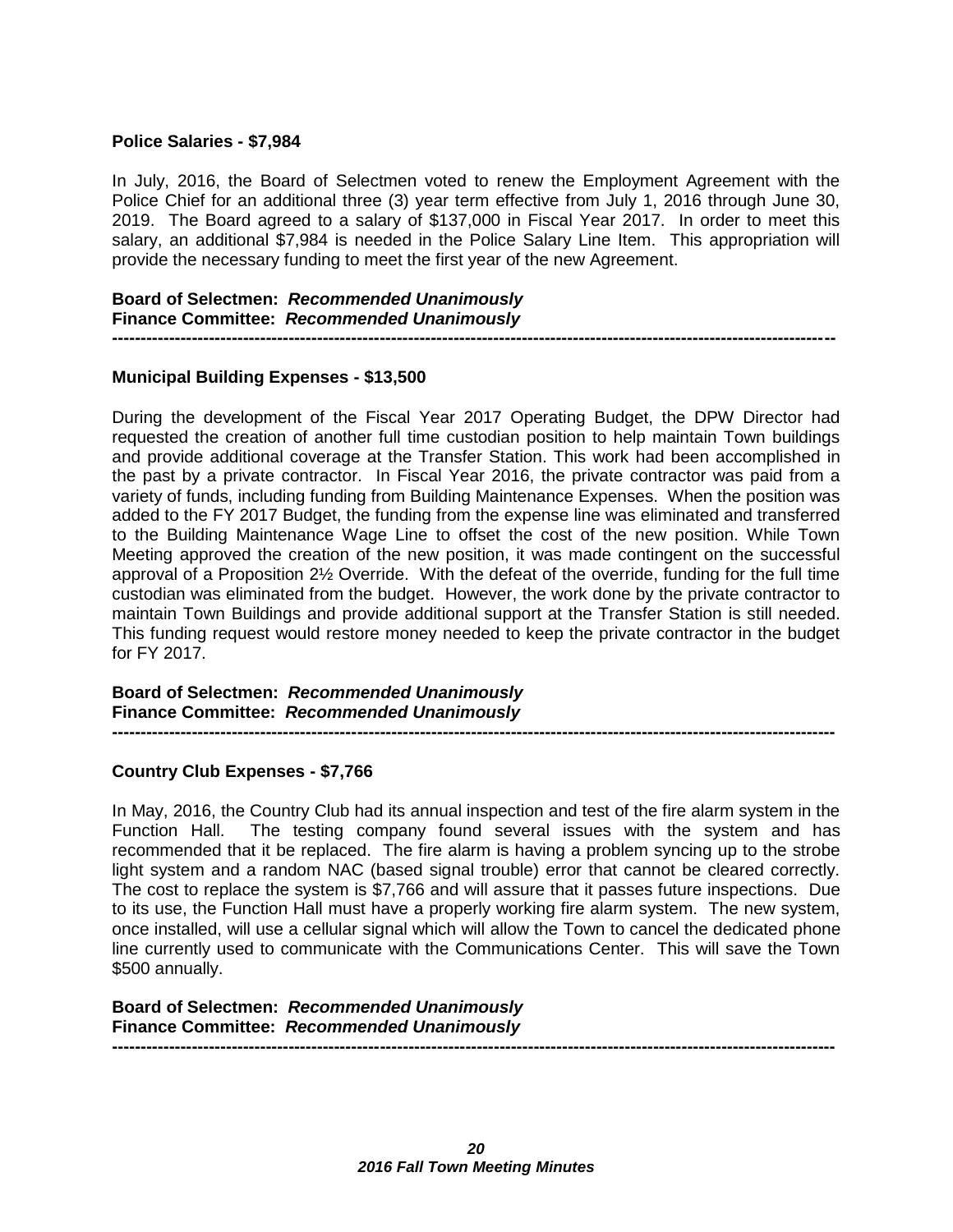**Police Salaries - $7,984**

In July, 2016, the Board of Selectmen voted to renew the Employment Agreement with the Police Chief for an additional three (3) year term effective from July 1, 2016 through June 30, 2019. The Board agreed to a salary of $137,000 in Fiscal Year 2017. In order to meet this salary, an additional $7,984 is needed in the Police Salary Line Item. This appropriation will provide the necessary funding to meet the first year of the new Agreement.

**Board of Selectmen: *Recommended Unanimously***
**Finance Committee: *Recommended Unanimously***

---

**Municipal Building Expenses - $13,500**

During the development of the Fiscal Year 2017 Operating Budget, the DPW Director had requested the creation of another full time custodian position to help maintain Town buildings and provide additional coverage at the Transfer Station. This work had been accomplished in the past by a private contractor. In Fiscal Year 2016, the private contractor was paid from a variety of funds, including funding from Building Maintenance Expenses. When the position was added to the FY 2017 Budget, the funding from the expense line was eliminated and transferred to the Building Maintenance Wage Line to offset the cost of the new position. While Town Meeting approved the creation of the new position, it was made contingent on the successful approval of a Proposition 2½ Override. With the defeat of the override, funding for the full time custodian was eliminated from the budget. However, the work done by the private contractor to maintain Town Buildings and provide additional support at the Transfer Station is still needed. This funding request would restore money needed to keep the private contractor in the budget for FY 2017.

**Board of Selectmen: *Recommended Unanimously***
**Finance Committee: *Recommended Unanimously***

---

**Country Club Expenses - $7,766**

In May, 2016, the Country Club had its annual inspection and test of the fire alarm system in the Function Hall. The testing company found several issues with the system and has recommended that it be replaced. The fire alarm is having a problem syncing up to the strobe light system and a random NAC (based signal trouble) error that cannot be cleared correctly. The cost to replace the system is $7,766 and will assure that it passes future inspections. Due to its use, the Function Hall must have a properly working fire alarm system. The new system, once installed, will use a cellular signal which will allow the Town to cancel the dedicated phone line currently used to communicate with the Communications Center. This will save the Town $500 annually.

**Board of Selectmen: *Recommended Unanimously***
**Finance Committee: *Recommended Unanimously***

---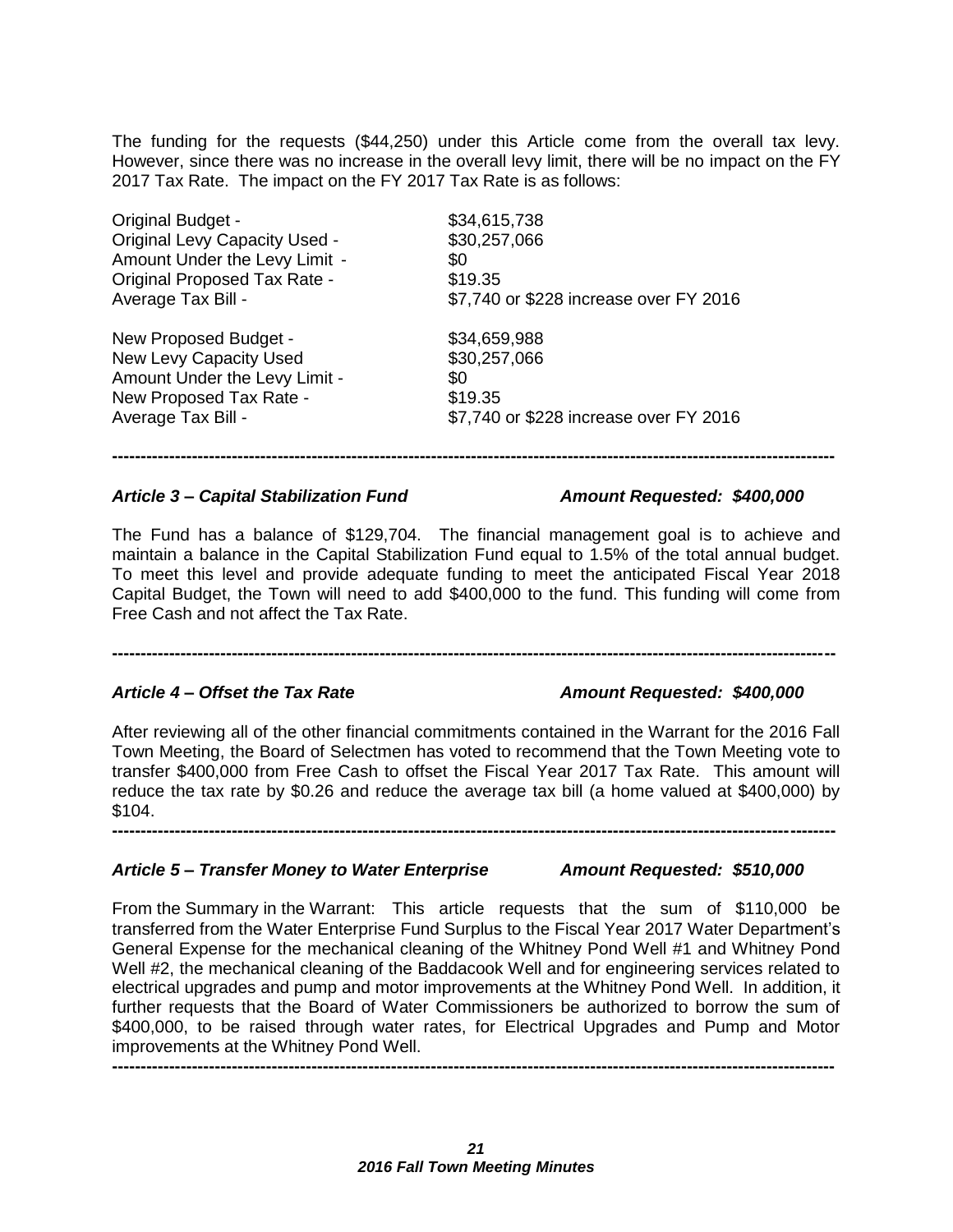The funding for the requests ($44,250) under this Article come from the overall tax levy. However, since there was no increase in the overall levy limit, there will be no impact on the FY 2017 Tax Rate. The impact on the FY 2017 Tax Rate is as follows:

| | |
|---|---|
| Original Budget - | $34,615,738 |
| Original Levy Capacity Used - | $30,257,066 |
| Amount Under the Levy Limit - | $0 |
| Original Proposed Tax Rate - | $19.35 |
| Average Tax Bill - | $7,740 or $228 increase over FY 2016 |

| | |
|---|---|
| New Proposed Budget - | $34,659,988 |
| New Levy Capacity Used | $30,257,066 |
| Amount Under the Levy Limit - | $0 |
| New Proposed Tax Rate - | $19.35 |
| Average Tax Bill - | $7,740 or $228 increase over FY 2016 |

---

***Article 3 – Capital Stabilization Fund*** ***Amount Requested: $400,000***

The Fund has a balance of $129,704. The financial management goal is to achieve and maintain a balance in the Capital Stabilization Fund equal to 1.5% of the total annual budget. To meet this level and provide adequate funding to meet the anticipated Fiscal Year 2018 Capital Budget, the Town will need to add $400,000 to the fund. This funding will come from Free Cash and not affect the Tax Rate.

---

***Article 4 – Offset the Tax Rate*** ***Amount Requested: $400,000***

After reviewing all of the other financial commitments contained in the Warrant for the 2016 Fall Town Meeting, the Board of Selectmen has voted to recommend that the Town Meeting vote to transfer $400,000 from Free Cash to offset the Fiscal Year 2017 Tax Rate. This amount will reduce the tax rate by $0.26 and reduce the average tax bill (a home valued at $400,000) by $104.

---

***Article 5 – Transfer Money to Water Enterprise*** ***Amount Requested: $510,000***

From the Summary in the Warrant: This article requests that the sum of $110,000 be transferred from the Water Enterprise Fund Surplus to the Fiscal Year 2017 Water Department's General Expense for the mechanical cleaning of the Whitney Pond Well #1 and Whitney Pond Well #2, the mechanical cleaning of the Baddacook Well and for engineering services related to electrical upgrades and pump and motor improvements at the Whitney Pond Well. In addition, it further requests that the Board of Water Commissioners be authorized to borrow the sum of $400,000, to be raised through water rates, for Electrical Upgrades and Pump and Motor improvements at the Whitney Pond Well.

---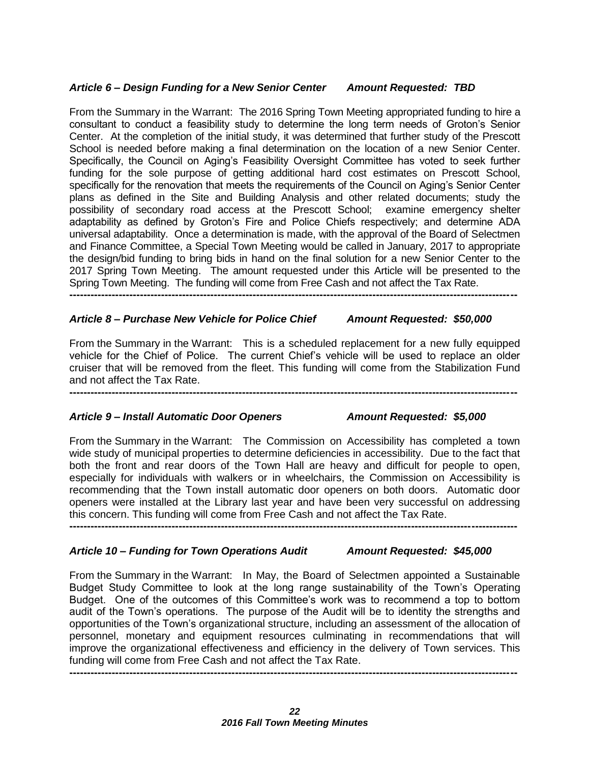***Article 6 – Design Funding for a New Senior Center       Amount Requested: TBD***

From the Summary in the Warrant: The 2016 Spring Town Meeting appropriated funding to hire a consultant to conduct a feasibility study to determine the long term needs of Groton's Senior Center. At the completion of the initial study, it was determined that further study of the Prescott School is needed before making a final determination on the location of a new Senior Center. Specifically, the Council on Aging's Feasibility Oversight Committee has voted to seek further funding for the sole purpose of getting additional hard cost estimates on Prescott School, specifically for the renovation that meets the requirements of the Council on Aging's Senior Center plans as defined in the Site and Building Analysis and other related documents; study the possibility of secondary road access at the Prescott School; examine emergency shelter adaptability as defined by Groton's Fire and Police Chiefs respectively; and determine ADA universal adaptability. Once a determination is made, with the approval of the Board of Selectmen and Finance Committee, a Special Town Meeting would be called in January, 2017 to appropriate the design/bid funding to bring bids in hand on the final solution for a new Senior Center to the 2017 Spring Town Meeting. The amount requested under this Article will be presented to the Spring Town Meeting. The funding will come from Free Cash and not affect the Tax Rate.

---

***Article 8 – Purchase New Vehicle for Police Chief       Amount Requested: $50,000***

From the Summary in the Warrant: This is a scheduled replacement for a new fully equipped vehicle for the Chief of Police. The current Chief's vehicle will be used to replace an older cruiser that will be removed from the fleet. This funding will come from the Stabilization Fund and not affect the Tax Rate.

---

***Article 9 – Install Automatic Door Openers       Amount Requested: $5,000***

From the Summary in the Warrant: The Commission on Accessibility has completed a town wide study of municipal properties to determine deficiencies in accessibility. Due to the fact that both the front and rear doors of the Town Hall are heavy and difficult for people to open, especially for individuals with walkers or in wheelchairs, the Commission on Accessibility is recommending that the Town install automatic door openers on both doors. Automatic door openers were installed at the Library last year and have been very successful on addressing this concern. This funding will come from Free Cash and not affect the Tax Rate.

---

***Article 10 – Funding for Town Operations Audit       Amount Requested: $45,000***

From the Summary in the Warrant: In May, the Board of Selectmen appointed a Sustainable Budget Study Committee to look at the long range sustainability of the Town's Operating Budget. One of the outcomes of this Committee's work was to recommend a top to bottom audit of the Town's operations. The purpose of the Audit will be to identity the strengths and opportunities of the Town's organizational structure, including an assessment of the allocation of personnel, monetary and equipment resources culminating in recommendations that will improve the organizational effectiveness and efficiency in the delivery of Town services. This funding will come from Free Cash and not affect the Tax Rate.

---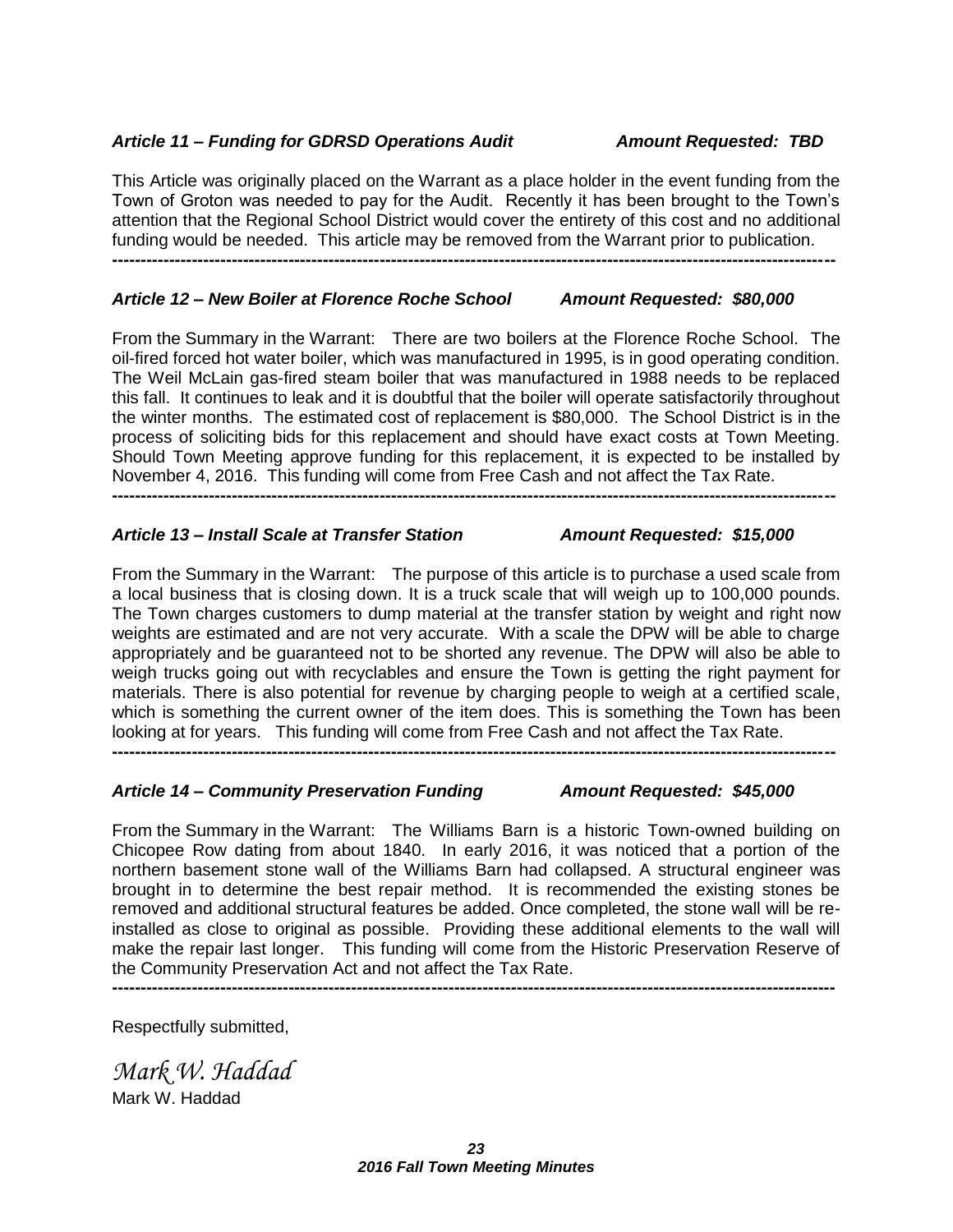***Article 11 – Funding for GDRSD Operations Audit Amount Requested: TBD***

This Article was originally placed on the Warrant as a place holder in the event funding from the Town of Groton was needed to pay for the Audit. Recently it has been brought to the Town's attention that the Regional School District would cover the entirety of this cost and no additional funding would be needed. This article may be removed from the Warrant prior to publication.

---

***Article 12 – New Boiler at Florence Roche School Amount Requested: $80,000***

From the Summary in the Warrant: There are two boilers at the Florence Roche School. The oil-fired forced hot water boiler, which was manufactured in 1995, is in good operating condition. The Weil McLain gas-fired steam boiler that was manufactured in 1988 needs to be replaced this fall. It continues to leak and it is doubtful that the boiler will operate satisfactorily throughout the winter months. The estimated cost of replacement is $80,000. The School District is in the process of soliciting bids for this replacement and should have exact costs at Town Meeting. Should Town Meeting approve funding for this replacement, it is expected to be installed by November 4, 2016. This funding will come from Free Cash and not affect the Tax Rate.

---

***Article 13 – Install Scale at Transfer Station Amount Requested: $15,000***

From the Summary in the Warrant: The purpose of this article is to purchase a used scale from a local business that is closing down. It is a truck scale that will weigh up to 100,000 pounds. The Town charges customers to dump material at the transfer station by weight and right now weights are estimated and are not very accurate. With a scale the DPW will be able to charge appropriately and be guaranteed not to be shorted any revenue. The DPW will also be able to weigh trucks going out with recyclables and ensure the Town is getting the right payment for materials. There is also potential for revenue by charging people to weigh at a certified scale, which is something the current owner of the item does. This is something the Town has been looking at for years. This funding will come from Free Cash and not affect the Tax Rate.

---

***Article 14 – Community Preservation Funding Amount Requested: $45,000***

From the Summary in the Warrant: The Williams Barn is a historic Town-owned building on Chicopee Row dating from about 1840. In early 2016, it was noticed that a portion of the northern basement stone wall of the Williams Barn had collapsed. A structural engineer was brought in to determine the best repair method. It is recommended the existing stones be removed and additional structural features be added. Once completed, the stone wall will be re-installed as close to original as possible. Providing these additional elements to the wall will make the repair last longer. This funding will come from the Historic Preservation Reserve of the Community Preservation Act and not affect the Tax Rate.

---

Respectfully submitted,

*Mark W. Haddad*
Mark W. Haddad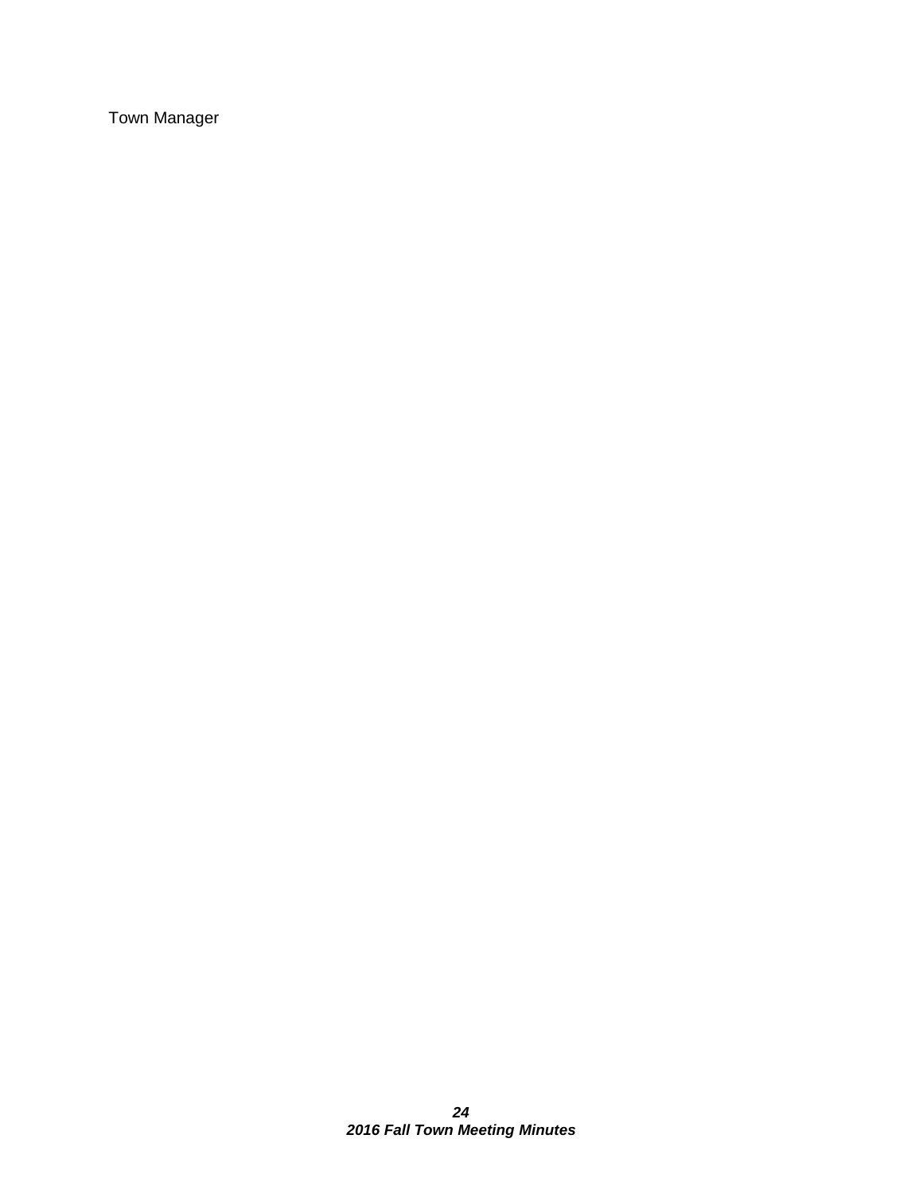Town Manager